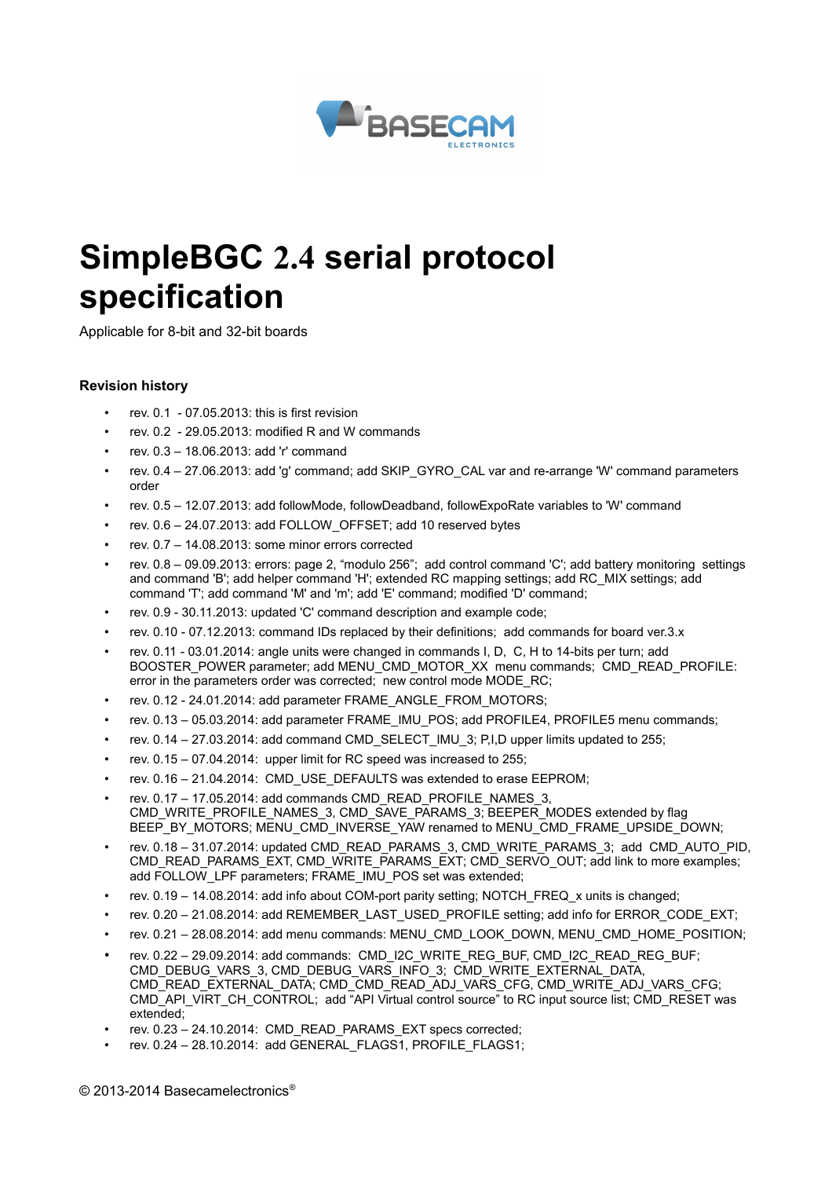# SimpleBGC 2.4 serial protocol specification

Applicable for 8-bit and 32-bit boards

### Revision history

- rev. 0.1 - 07.05.2013: this is first revision
- rev. 0.2 - 29.05.2013: modified R and W commands
- rev. 0.3 – 18.06.2013: add 'r' command
- rev. 0.4 – 27.06.2013: add 'g' command; add SKIP_GYRO_CAL var and re-arrange 'W' command parameters order
- rev. 0.5 – 12.07.2013: add followMode, followDeadband, followExpoRate variables to 'W' command
- rev. 0.6 – 24.07.2013: add FOLLOW_OFFSET; add 10 reserved bytes
- rev. 0.7 – 14.08.2013: some minor errors corrected
- rev. 0.8 – 09.09.2013: errors: page 2, "modulo 256"; add control command 'C'; add battery monitoring settings and command 'B'; add helper command 'H'; extended RC mapping settings; add RC_MIX settings; add command 'T'; add command 'M' and 'm'; add 'E' command; modified 'D' command;
- rev. 0.9 - 30.11.2013: updated 'C' command description and example code;
- rev. 0.10 - 07.12.2013: command IDs replaced by their definitions; add commands for board ver.3.x
- rev. 0.11 - 03.01.2014: angle units were changed in commands I, D, C, H to 14-bits per turn; add BOOSTER_POWER parameter; add MENU_CMD_MOTOR_XX menu commands; CMD_READ_PROFILE: error in the parameters order was corrected; new control mode MODE_RC;
- rev. 0.12 - 24.01.2014: add parameter FRAME_ANGLE_FROM_MOTORS;
- rev. 0.13 – 05.03.2014: add parameter FRAME_IMU_POS; add PROFILE4, PROFILE5 menu commands;
- rev. 0.14 – 27.03.2014: add command CMD_SELECT_IMU_3; P,I,D upper limits updated to 255;
- rev. 0.15 – 07.04.2014: upper limit for RC speed was increased to 255;
- rev. 0.16 – 21.04.2014: CMD_USE_DEFAULTS was extended to erase EEPROM;
- rev. 0.17 – 17.05.2014: add commands CMD_READ_PROFILE_NAMES_3, CMD_WRITE_PROFILE_NAMES_3, CMD_SAVE_PARAMS_3; BEEPER_MODES extended by flag BEEP_BY_MOTORS; MENU_CMD_INVERSE_YAW renamed to MENU_CMD_FRAME_UPSIDE_DOWN;
- rev. 0.18 – 31.07.2014: updated CMD_READ_PARAMS_3, CMD_WRITE_PARAMS_3; add CMD_AUTO_PID, CMD_READ_PARAMS_EXT, CMD_WRITE_PARAMS_EXT; CMD_SERVO_OUT; add link to more examples; add FOLLOW_LPF parameters; FRAME_IMU_POS set was extended;
- rev. 0.19 – 14.08.2014: add info about COM-port parity setting; NOTCH_FREQ_x units is changed;
- rev. 0.20 – 21.08.2014: add REMEMBER_LAST_USED_PROFILE setting; add info for ERROR_CODE_EXT;
- rev. 0.21 – 28.08.2014: add menu commands: MENU_CMD_LOOK_DOWN, MENU_CMD_HOME_POSITION;
- rev. 0.22 – 29.09.2014: add commands: CMD_I2C_WRITE_REG_BUF, CMD_I2C_READ_REG_BUF; CMD_DEBUG_VARS_3, CMD_DEBUG_VARS_INFO_3; CMD_WRITE_EXTERNAL_DATA, CMD_READ_EXTERNAL_DATA; CMD_CMD_READ_ADJ_VARS_CFG, CMD_WRITE_ADJ_VARS_CFG; CMD_API_VIRT_CH_CONTROL; add "API Virtual control source" to RC input source list; CMD_RESET was extended;
- rev. 0.23 – 24.10.2014: CMD_READ_PARAMS_EXT specs corrected;
- rev. 0.24 – 28.10.2014: add GENERAL_FLAGS1, PROFILE_FLAGS1;

© 2013-2014 Basecamelectronics®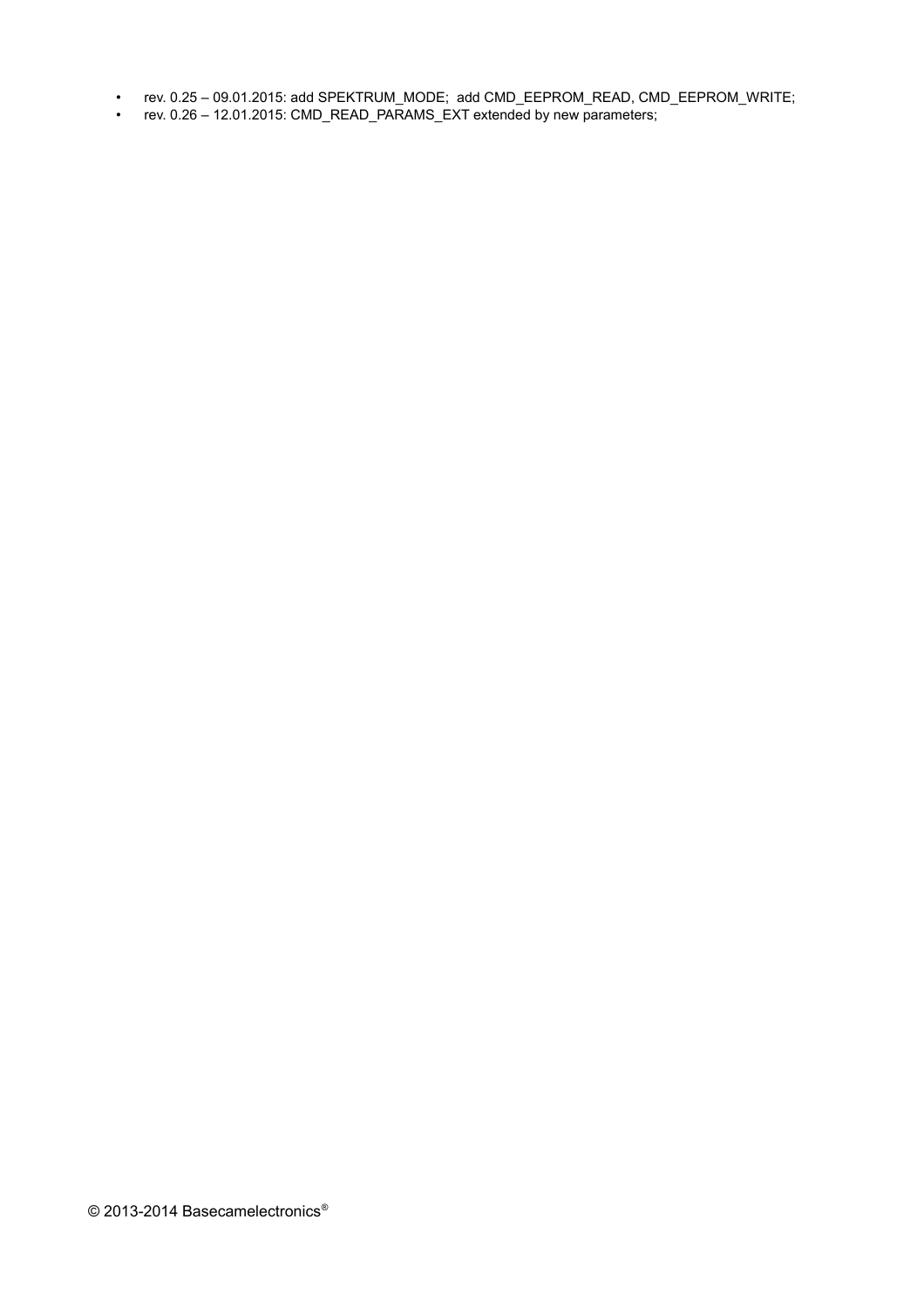- rev. 0.25 – 09.01.2015: add SPEKTRUM_MODE; add CMD_EEPROM_READ, CMD_EEPROM_WRITE;
- rev. 0.26 – 12.01.2015: CMD_READ_PARAMS_EXT extended by new parameters;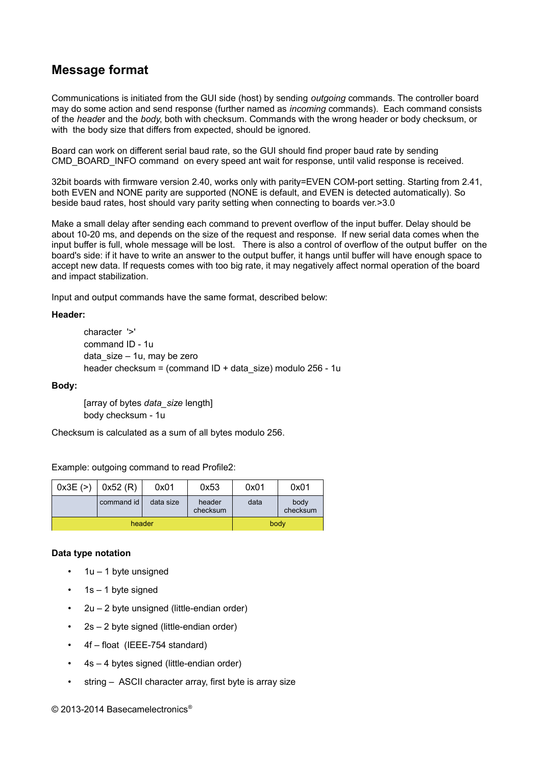## Message format

Communications is initiated from the GUI side (host) by sending *outgoing* commands. The controller board may do some action and send response (further named as *incoming* commands). Each command consists of the *header* and the *body*, both with checksum. Commands with the wrong header or body checksum, or with the body size that differs from expected, should be ignored.

Board can work on different serial baud rate, so the GUI should find proper baud rate by sending CMD_BOARD_INFO command on every speed ant wait for response, until valid response is received.

32bit boards with firmware version 2.40, works only with parity=EVEN COM-port setting. Starting from 2.41, both EVEN and NONE parity are supported (NONE is default, and EVEN is detected automatically). So beside baud rates, host should vary parity setting when connecting to boards ver.>3.0

Make a small delay after sending each command to prevent overflow of the input buffer. Delay should be about 10-20 ms, and depends on the size of the request and response. If new serial data comes when the input buffer is full, whole message will be lost. There is also a control of overflow of the output buffer on the board's side: if it have to write an answer to the output buffer, it hangs until buffer will have enough space to accept new data. If requests comes with too big rate, it may negatively affect normal operation of the board and impact stabilization.

Input and output commands have the same format, described below:

**Header:**

character '>'
command ID - 1u
data_size – 1u, may be zero
header checksum = (command ID + data_size) modulo 256 - 1u

**Body:**

[array of bytes *data_size* length]
body checksum - 1u

Checksum is calculated as a sum of all bytes modulo 256.

Example: outgoing command to read Profile2:

| 0x3E (>) | 0x52 (R) | 0x01 | 0x53 | 0x01 | 0x01 |
|---|---|---|---|---|---|
| | command id | data size | header checksum | data | body checksum |
| header | | | | body | |

**Data type notation**

- 1u – 1 byte unsigned
- 1s – 1 byte signed
- 2u – 2 byte unsigned (little-endian order)
- 2s – 2 byte signed (little-endian order)
- 4f – float (IEEE-754 standard)
- 4s – 4 bytes signed (little-endian order)
- string – ASCII character array, first byte is array size

© 2013-2014 Basecamelectronics®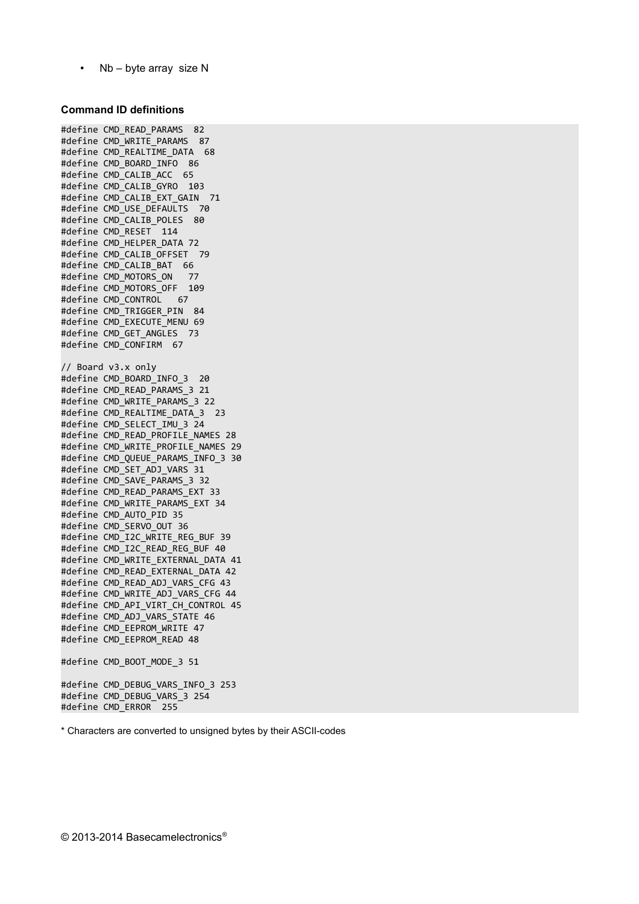- Nb – byte array size N

### Command ID definitions

```
#define CMD_READ_PARAMS  82
#define CMD_WRITE_PARAMS  87
#define CMD_REALTIME_DATA  68
#define CMD_BOARD_INFO  86
#define CMD_CALIB_ACC  65
#define CMD_CALIB_GYRO  103
#define CMD_CALIB_EXT_GAIN  71
#define CMD_USE_DEFAULTS  70
#define CMD_CALIB_POLES  80
#define CMD_RESET  114
#define CMD_HELPER_DATA 72
#define CMD_CALIB_OFFSET  79
#define CMD_CALIB_BAT  66
#define CMD_MOTORS_ON   77
#define CMD_MOTORS_OFF  109
#define CMD_CONTROL   67
#define CMD_TRIGGER_PIN  84
#define CMD_EXECUTE_MENU 69
#define CMD_GET_ANGLES  73
#define CMD_CONFIRM  67

// Board v3.x only
#define CMD_BOARD_INFO_3  20
#define CMD_READ_PARAMS_3 21
#define CMD_WRITE_PARAMS_3 22
#define CMD_REALTIME_DATA_3  23
#define CMD_SELECT_IMU_3 24
#define CMD_READ_PROFILE_NAMES 28
#define CMD_WRITE_PROFILE_NAMES 29
#define CMD_QUEUE_PARAMS_INFO_3 30
#define CMD_SET_ADJ_VARS 31
#define CMD_SAVE_PARAMS_3 32
#define CMD_READ_PARAMS_EXT 33
#define CMD_WRITE_PARAMS_EXT 34
#define CMD_AUTO_PID 35
#define CMD_SERVO_OUT 36
#define CMD_I2C_WRITE_REG_BUF 39
#define CMD_I2C_READ_REG_BUF 40
#define CMD_WRITE_EXTERNAL_DATA 41
#define CMD_READ_EXTERNAL_DATA 42
#define CMD_READ_ADJ_VARS_CFG 43
#define CMD_WRITE_ADJ_VARS_CFG 44
#define CMD_API_VIRT_CH_CONTROL 45
#define CMD_ADJ_VARS_STATE 46
#define CMD_EEPROM_WRITE 47
#define CMD_EEPROM_READ 48

#define CMD_BOOT_MODE_3 51

#define CMD_DEBUG_VARS_INFO_3 253
#define CMD_DEBUG_VARS_3 254
#define CMD_ERROR  255
```

* Characters are converted to unsigned bytes by their ASCII-codes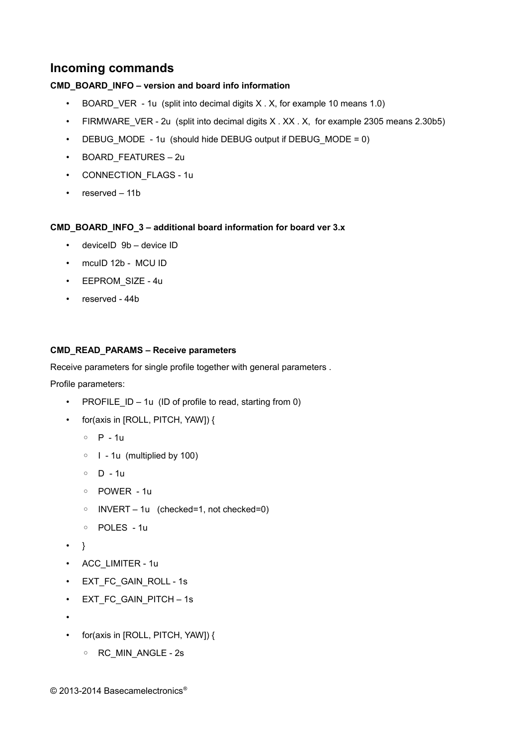## Incoming commands

**CMD_BOARD_INFO – version and board info information**

- BOARD_VER - 1u (split into decimal digits X . X, for example 10 means 1.0)
- FIRMWARE_VER - 2u (split into decimal digits X . XX . X, for example 2305 means 2.30b5)
- DEBUG_MODE - 1u (should hide DEBUG output if DEBUG_MODE = 0)
- BOARD_FEATURES – 2u
- CONNECTION_FLAGS - 1u
- reserved – 11b

**CMD_BOARD_INFO_3 – additional board information for board ver 3.x**

- deviceID 9b – device ID
- mcuID 12b - MCU ID
- EEPROM_SIZE - 4u
- reserved - 44b

**CMD_READ_PARAMS – Receive parameters**

Receive parameters for single profile together with general parameters .

Profile parameters:

- PROFILE_ID – 1u (ID of profile to read, starting from 0)
- for(axis in [ROLL, PITCH, YAW]) {
  - P - 1u
  - I - 1u (multiplied by 100)
  - D - 1u
  - POWER - 1u
  - INVERT – 1u (checked=1, not checked=0)
  - POLES - 1u
- }
- ACC_LIMITER - 1u
- EXT_FC_GAIN_ROLL - 1s
- EXT_FC_GAIN_PITCH – 1s
- 
- for(axis in [ROLL, PITCH, YAW]) {
  - RC_MIN_ANGLE - 2s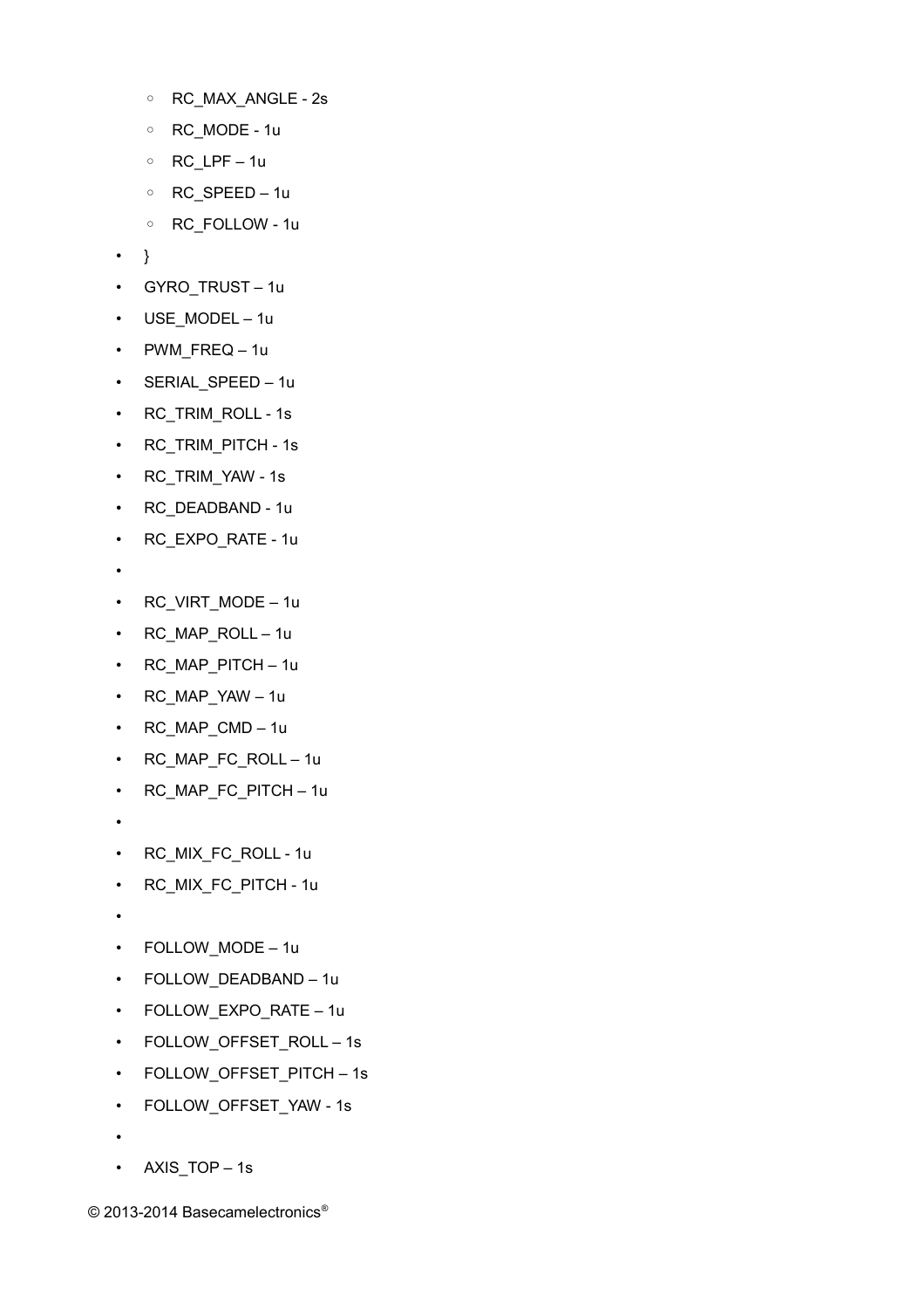- RC_MAX_ANGLE - 2s
    - RC_MODE - 1u
    - RC_LPF – 1u
    - RC_SPEED – 1u
    - RC_FOLLOW - 1u
- }
- GYRO_TRUST – 1u
- USE_MODEL – 1u
- PWM_FREQ – 1u
- SERIAL_SPEED – 1u
- RC_TRIM_ROLL - 1s
- RC_TRIM_PITCH - 1s
- RC_TRIM_YAW - 1s
- RC_DEADBAND - 1u
- RC_EXPO_RATE - 1u
- 
- RC_VIRT_MODE – 1u
- RC_MAP_ROLL – 1u
- RC_MAP_PITCH – 1u
- RC_MAP_YAW – 1u
- RC_MAP_CMD – 1u
- RC_MAP_FC_ROLL – 1u
- RC_MAP_FC_PITCH – 1u
- 
- RC_MIX_FC_ROLL - 1u
- RC_MIX_FC_PITCH - 1u
- 
- FOLLOW_MODE – 1u
- FOLLOW_DEADBAND – 1u
- FOLLOW_EXPO_RATE – 1u
- FOLLOW_OFFSET_ROLL – 1s
- FOLLOW_OFFSET_PITCH – 1s
- FOLLOW_OFFSET_YAW - 1s
- 
- AXIS_TOP – 1s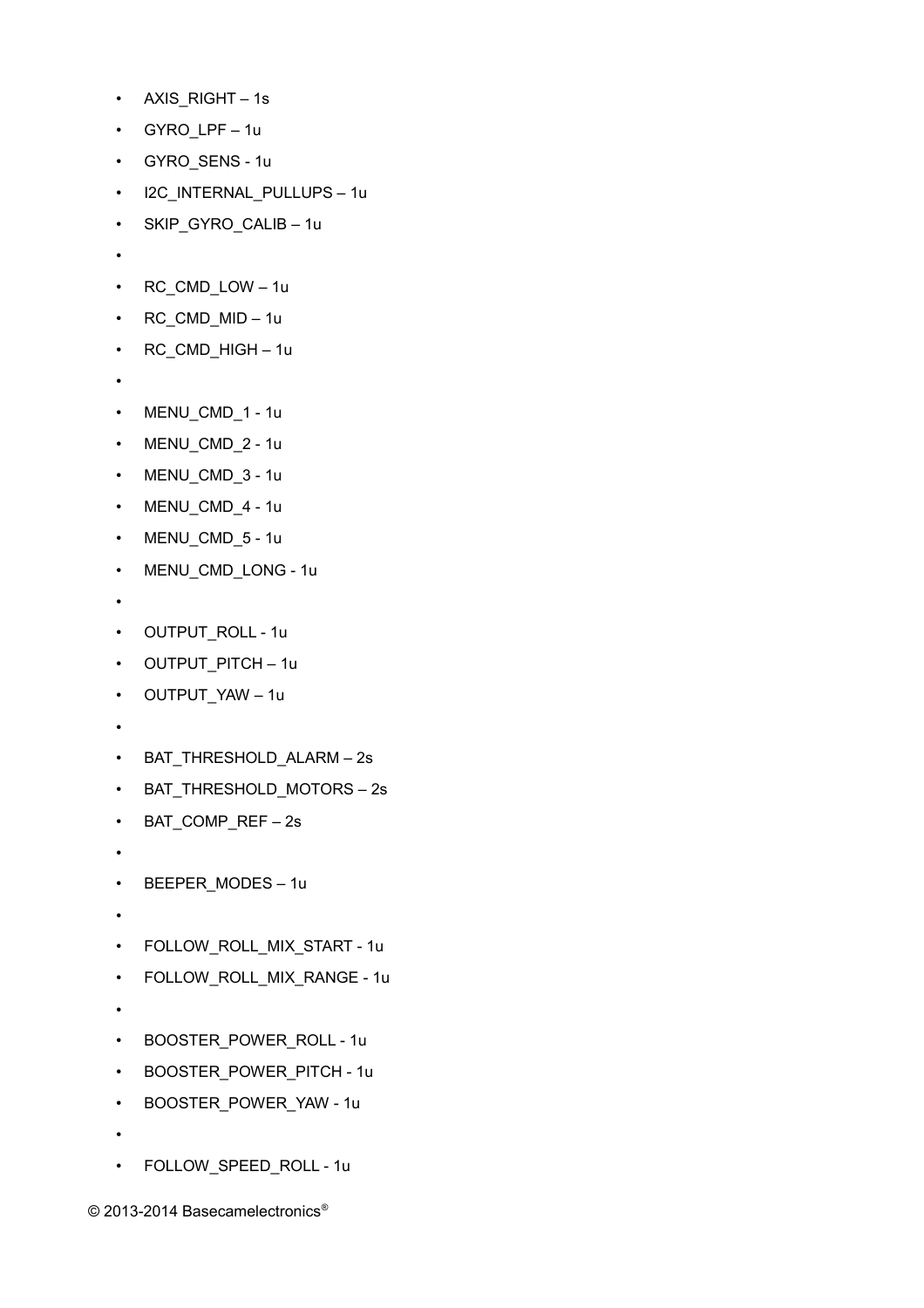- AXIS_RIGHT – 1s
- GYRO_LPF – 1u
- GYRO_SENS - 1u
- I2C_INTERNAL_PULLUPS – 1u
- SKIP_GYRO_CALIB – 1u
- 
- RC_CMD_LOW – 1u
- RC_CMD_MID – 1u
- RC_CMD_HIGH – 1u
- 
- MENU_CMD_1 - 1u
- MENU_CMD_2 - 1u
- MENU_CMD_3 - 1u
- MENU_CMD_4 - 1u
- MENU_CMD_5 - 1u
- MENU_CMD_LONG - 1u
- 
- OUTPUT_ROLL - 1u
- OUTPUT_PITCH – 1u
- OUTPUT_YAW – 1u
- 
- BAT_THRESHOLD_ALARM – 2s
- BAT_THRESHOLD_MOTORS – 2s
- BAT_COMP_REF – 2s
- 
- BEEPER_MODES – 1u
- 
- FOLLOW_ROLL_MIX_START - 1u
- FOLLOW_ROLL_MIX_RANGE - 1u
- 
- BOOSTER_POWER_ROLL - 1u
- BOOSTER_POWER_PITCH - 1u
- BOOSTER_POWER_YAW - 1u
- 
- FOLLOW_SPEED_ROLL - 1u

© 2013-2014 Basecamelectronics®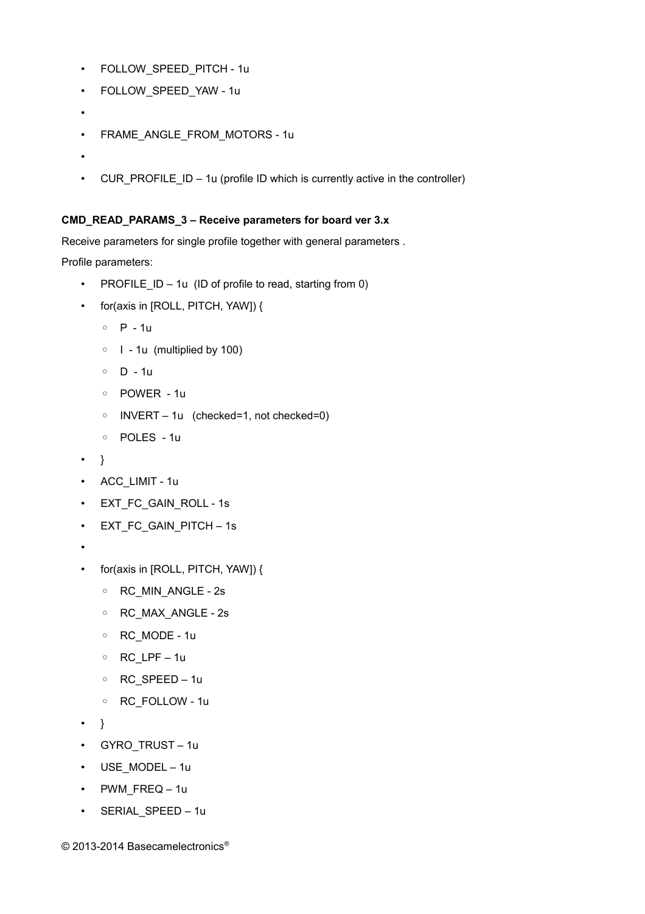- FOLLOW_SPEED_PITCH - 1u
- FOLLOW_SPEED_YAW - 1u
- 
- FRAME_ANGLE_FROM_MOTORS - 1u
- 
- CUR_PROFILE_ID – 1u (profile ID which is currently active in the controller)

**CMD_READ_PARAMS_3 – Receive parameters for board ver 3.x**

Receive parameters for single profile together with general parameters .

Profile parameters:

- PROFILE_ID – 1u (ID of profile to read, starting from 0)
- for(axis in [ROLL, PITCH, YAW]) {
  - P - 1u
  - I - 1u (multiplied by 100)
  - D - 1u
  - POWER - 1u
  - INVERT – 1u (checked=1, not checked=0)
  - POLES - 1u
- }
- ACC_LIMIT - 1u
- EXT_FC_GAIN_ROLL - 1s
- EXT_FC_GAIN_PITCH – 1s
- 
- for(axis in [ROLL, PITCH, YAW]) {
  - RC_MIN_ANGLE - 2s
  - RC_MAX_ANGLE - 2s
  - RC_MODE - 1u
  - RC_LPF – 1u
  - RC_SPEED – 1u
  - RC_FOLLOW - 1u
- }
- GYRO_TRUST – 1u
- USE_MODEL – 1u
- PWM_FREQ – 1u
- SERIAL_SPEED – 1u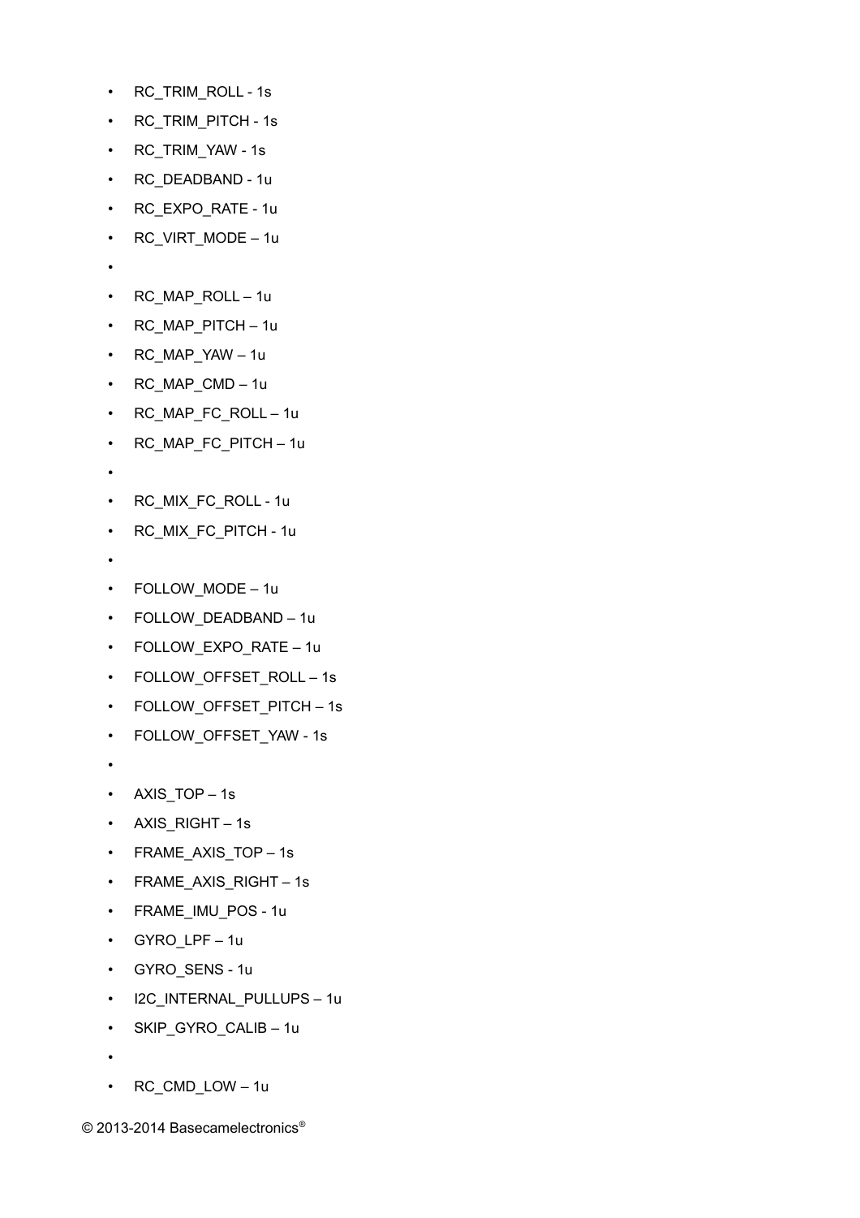- RC_TRIM_ROLL - 1s
- RC_TRIM_PITCH - 1s
- RC_TRIM_YAW - 1s
- RC_DEADBAND - 1u
- RC_EXPO_RATE - 1u
- RC_VIRT_MODE – 1u
-
- RC_MAP_ROLL – 1u
- RC_MAP_PITCH – 1u
- RC_MAP_YAW – 1u
- RC_MAP_CMD – 1u
- RC_MAP_FC_ROLL – 1u
- RC_MAP_FC_PITCH – 1u
-
- RC_MIX_FC_ROLL - 1u
- RC_MIX_FC_PITCH - 1u
-
- FOLLOW_MODE – 1u
- FOLLOW_DEADBAND – 1u
- FOLLOW_EXPO_RATE – 1u
- FOLLOW_OFFSET_ROLL – 1s
- FOLLOW_OFFSET_PITCH – 1s
- FOLLOW_OFFSET_YAW - 1s
-
- AXIS_TOP – 1s
- AXIS_RIGHT – 1s
- FRAME_AXIS_TOP – 1s
- FRAME_AXIS_RIGHT – 1s
- FRAME_IMU_POS - 1u
- GYRO_LPF – 1u
- GYRO_SENS - 1u
- I2C_INTERNAL_PULLUPS – 1u
- SKIP_GYRO_CALIB – 1u
-
- RC_CMD_LOW – 1u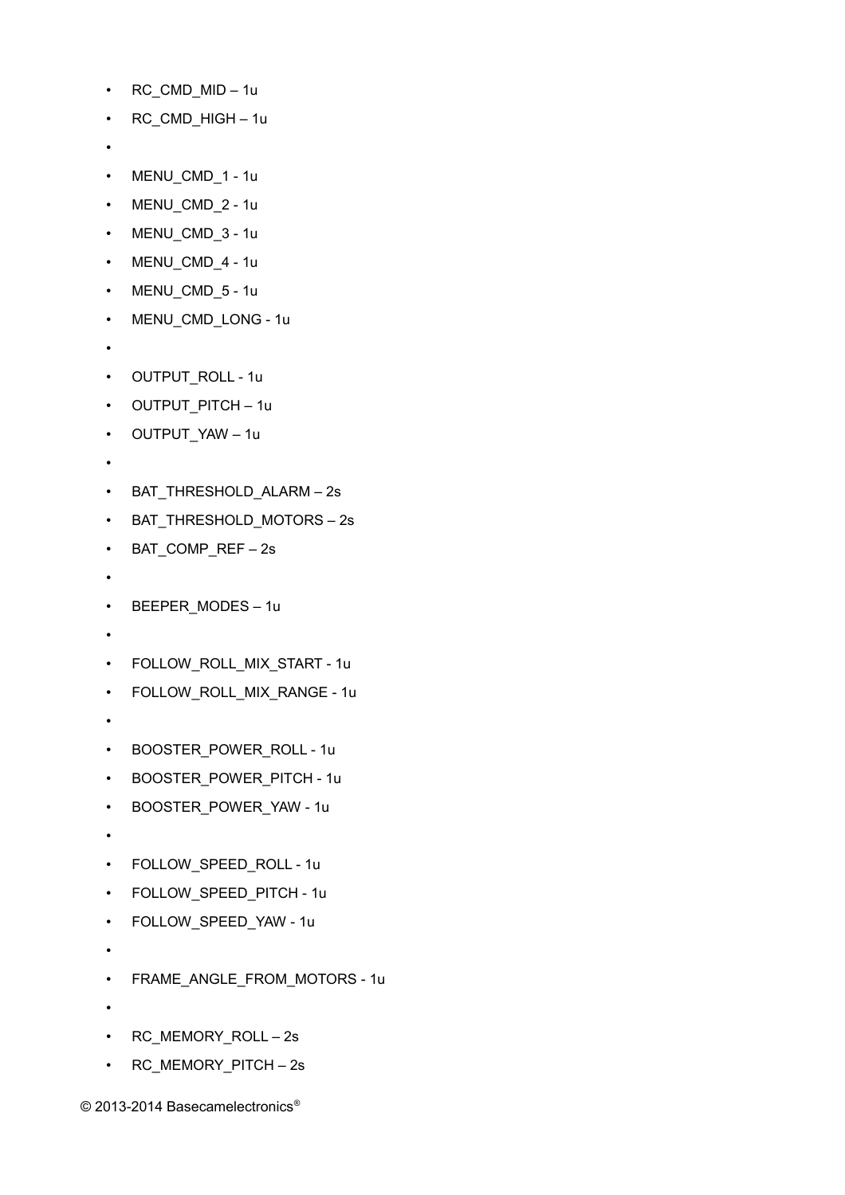- RC_CMD_MID – 1u
- RC_CMD_HIGH – 1u
- 
- MENU_CMD_1 - 1u
- MENU_CMD_2 - 1u
- MENU_CMD_3 - 1u
- MENU_CMD_4 - 1u
- MENU_CMD_5 - 1u
- MENU_CMD_LONG - 1u
- 
- OUTPUT_ROLL - 1u
- OUTPUT_PITCH – 1u
- OUTPUT_YAW – 1u
- 
- BAT_THRESHOLD_ALARM – 2s
- BAT_THRESHOLD_MOTORS – 2s
- BAT_COMP_REF – 2s
- 
- BEEPER_MODES – 1u
- 
- FOLLOW_ROLL_MIX_START - 1u
- FOLLOW_ROLL_MIX_RANGE - 1u
- 
- BOOSTER_POWER_ROLL - 1u
- BOOSTER_POWER_PITCH - 1u
- BOOSTER_POWER_YAW - 1u
- 
- FOLLOW_SPEED_ROLL - 1u
- FOLLOW_SPEED_PITCH - 1u
- FOLLOW_SPEED_YAW - 1u
- 
- FRAME_ANGLE_FROM_MOTORS - 1u
- 
- RC_MEMORY_ROLL – 2s
- RC_MEMORY_PITCH – 2s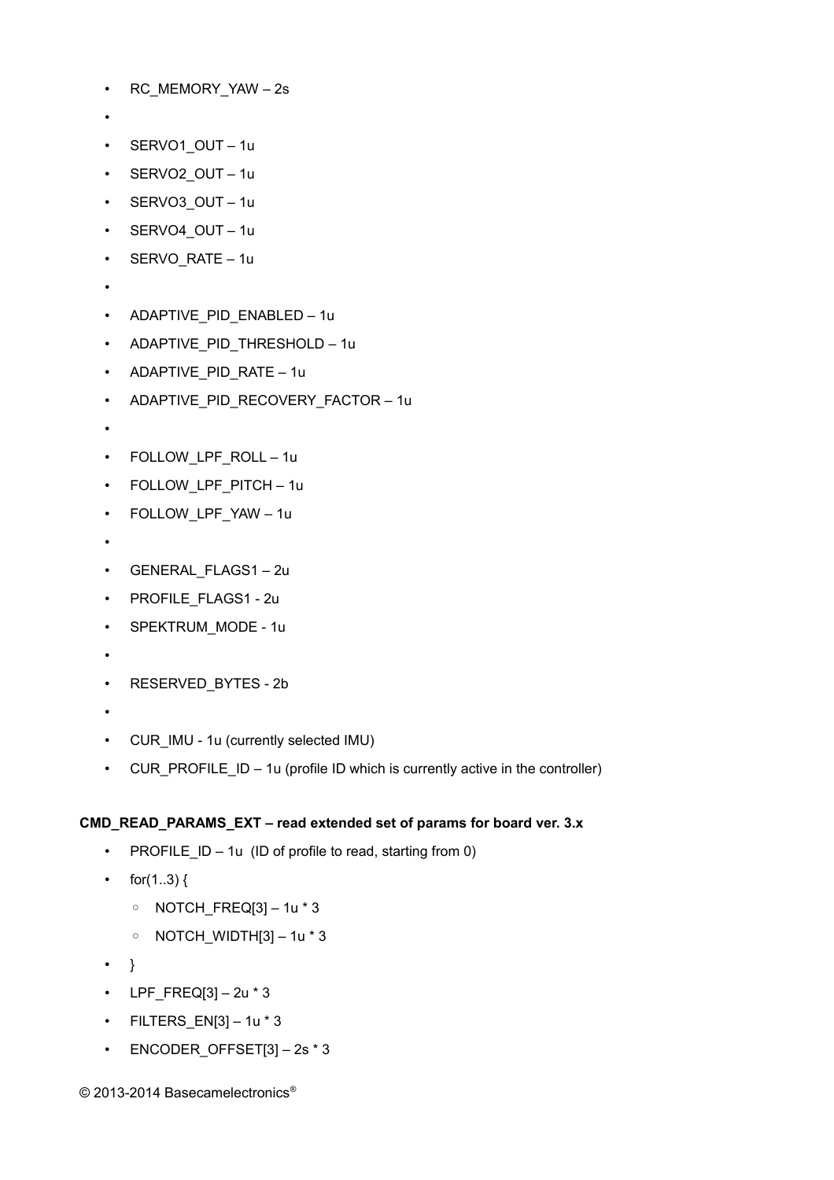- RC_MEMORY_YAW – 2s
- 
- SERVO1_OUT – 1u
- SERVO2_OUT – 1u
- SERVO3_OUT – 1u
- SERVO4_OUT – 1u
- SERVO_RATE – 1u
- 
- ADAPTIVE_PID_ENABLED – 1u
- ADAPTIVE_PID_THRESHOLD – 1u
- ADAPTIVE_PID_RATE – 1u
- ADAPTIVE_PID_RECOVERY_FACTOR – 1u
- 
- FOLLOW_LPF_ROLL – 1u
- FOLLOW_LPF_PITCH – 1u
- FOLLOW_LPF_YAW – 1u
- 
- GENERAL_FLAGS1 – 2u
- PROFILE_FLAGS1 - 2u
- SPEKTRUM_MODE - 1u
- 
- RESERVED_BYTES - 2b
- 
- CUR_IMU - 1u (currently selected IMU)
- CUR_PROFILE_ID – 1u (profile ID which is currently active in the controller)

**CMD_READ_PARAMS_EXT – read extended set of params for board ver. 3.x**

- PROFILE_ID – 1u  (ID of profile to read, starting from 0)
- for(1..3) {
    - NOTCH_FREQ[3] – 1u * 3
    - NOTCH_WIDTH[3] – 1u * 3
- }
- LPF_FREQ[3] – 2u * 3
- FILTERS_EN[3] – 1u * 3
- ENCODER_OFFSET[3] – 2s * 3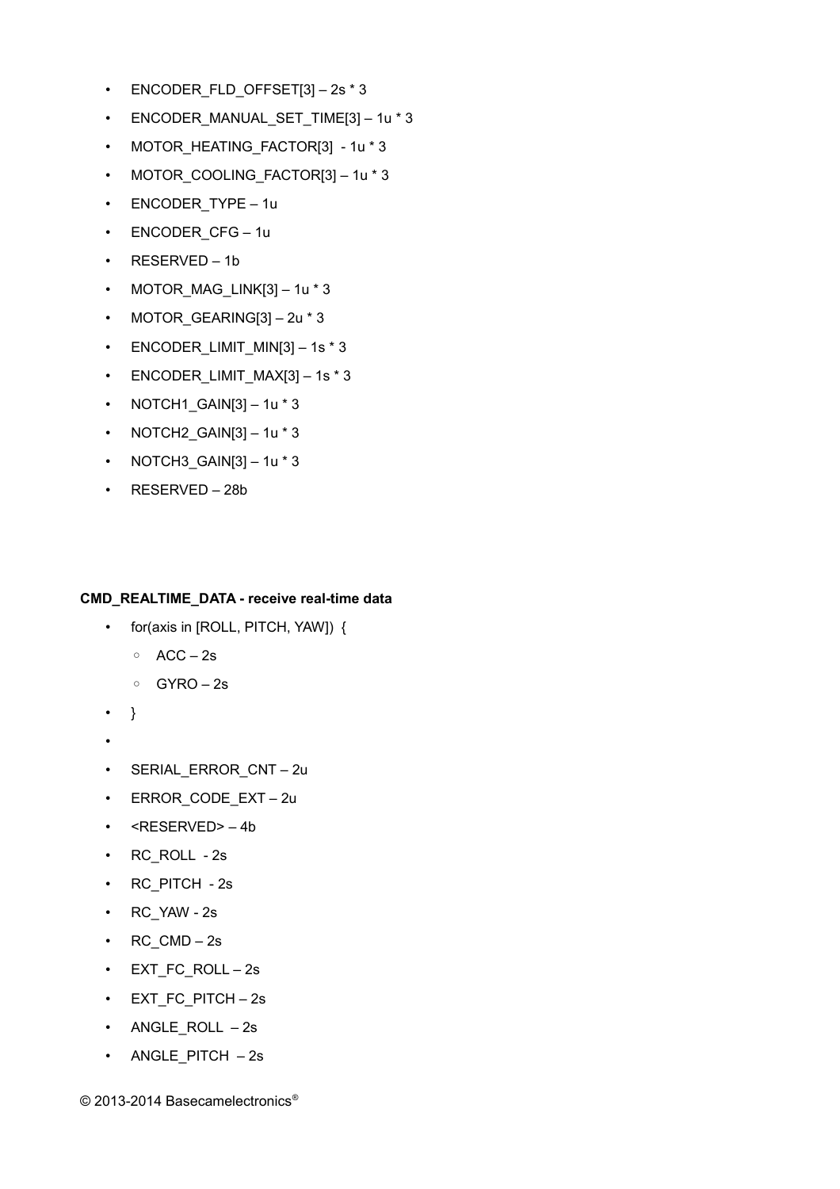- ENCODER_FLD_OFFSET[3] – 2s * 3
- ENCODER_MANUAL_SET_TIME[3] – 1u * 3
- MOTOR_HEATING_FACTOR[3]  - 1u * 3
- MOTOR_COOLING_FACTOR[3] – 1u * 3
- ENCODER_TYPE – 1u
- ENCODER_CFG – 1u
- RESERVED – 1b
- MOTOR_MAG_LINK[3] – 1u * 3
- MOTOR_GEARING[3] – 2u * 3
- ENCODER_LIMIT_MIN[3] – 1s * 3
- ENCODER_LIMIT_MAX[3] – 1s * 3
- NOTCH1_GAIN[3] – 1u * 3
- NOTCH2_GAIN[3] – 1u * 3
- NOTCH3_GAIN[3] – 1u * 3
- RESERVED – 28b

**CMD_REALTIME_DATA - receive real-time data**

- for(axis in [ROLL, PITCH, YAW])  {
    - ACC – 2s
    - GYRO – 2s
- }
- 
- SERIAL_ERROR_CNT – 2u
- ERROR_CODE_EXT – 2u
- <RESERVED> – 4b
- RC_ROLL  - 2s
- RC_PITCH  - 2s
- RC_YAW - 2s
- RC_CMD – 2s
- EXT_FC_ROLL – 2s
- EXT_FC_PITCH – 2s
- ANGLE_ROLL  – 2s
- ANGLE_PITCH  – 2s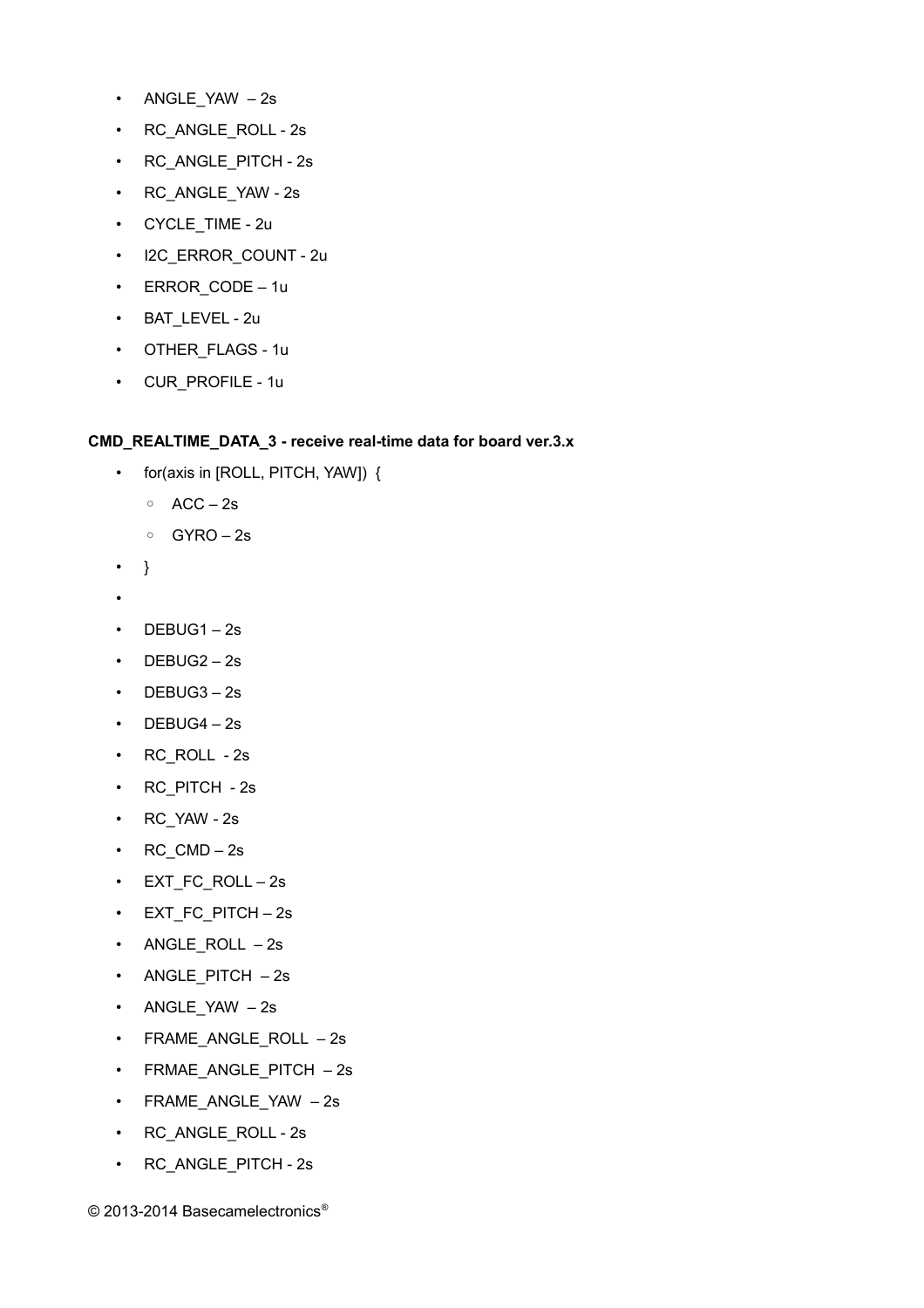- ANGLE_YAW – 2s
- RC_ANGLE_ROLL - 2s
- RC_ANGLE_PITCH - 2s
- RC_ANGLE_YAW - 2s
- CYCLE_TIME - 2u
- I2C_ERROR_COUNT - 2u
- ERROR_CODE – 1u
- BAT_LEVEL - 2u
- OTHER_FLAGS - 1u
- CUR_PROFILE - 1u

**CMD_REALTIME_DATA_3 - receive real-time data for board ver.3.x**

- for(axis in [ROLL, PITCH, YAW]) {
  - ACC – 2s
  - GYRO – 2s
- }
- 
- DEBUG1 – 2s
- DEBUG2 – 2s
- DEBUG3 – 2s
- DEBUG4 – 2s
- RC_ROLL - 2s
- RC_PITCH - 2s
- RC_YAW - 2s
- RC_CMD – 2s
- EXT_FC_ROLL – 2s
- EXT_FC_PITCH – 2s
- ANGLE_ROLL – 2s
- ANGLE_PITCH – 2s
- ANGLE_YAW – 2s
- FRAME_ANGLE_ROLL – 2s
- FRMAE_ANGLE_PITCH – 2s
- FRAME_ANGLE_YAW – 2s
- RC_ANGLE_ROLL - 2s
- RC_ANGLE_PITCH - 2s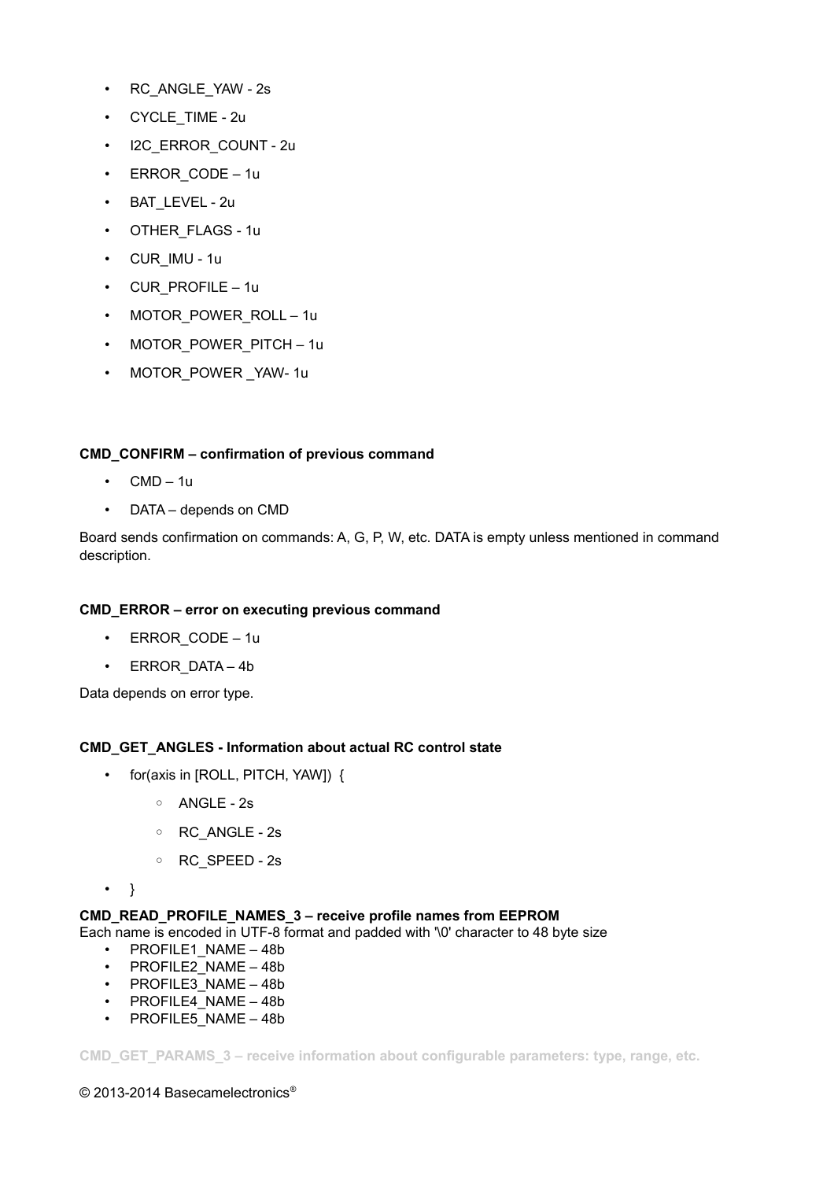- RC_ANGLE_YAW - 2s
- CYCLE_TIME - 2u
- I2C_ERROR_COUNT - 2u
- ERROR_CODE – 1u
- BAT_LEVEL - 2u
- OTHER_FLAGS - 1u
- CUR_IMU - 1u
- CUR_PROFILE – 1u
- MOTOR_POWER_ROLL – 1u
- MOTOR_POWER_PITCH – 1u
- MOTOR_POWER _YAW- 1u

**CMD_CONFIRM – confirmation of previous command**

- CMD – 1u
- DATA – depends on CMD

Board sends confirmation on commands: A, G, P, W, etc. DATA is empty unless mentioned in command description.

**CMD_ERROR – error on executing previous command**

- ERROR_CODE – 1u
- ERROR_DATA – 4b

Data depends on error type.

**CMD_GET_ANGLES - Information about actual RC control state**

- for(axis in [ROLL, PITCH, YAW]) {
  - ANGLE - 2s
  - RC_ANGLE - 2s
  - RC_SPEED - 2s
- }

**CMD_READ_PROFILE_NAMES_3 – receive profile names from EEPROM**
Each name is encoded in UTF-8 format and padded with '\0' character to 48 byte size

- PROFILE1_NAME – 48b
- PROFILE2_NAME – 48b
- PROFILE3_NAME – 48b
- PROFILE4_NAME – 48b
- PROFILE5_NAME – 48b

**CMD_GET_PARAMS_3 – receive information about configurable parameters: type, range, etc.**

© 2013-2014 Basecamelectronics®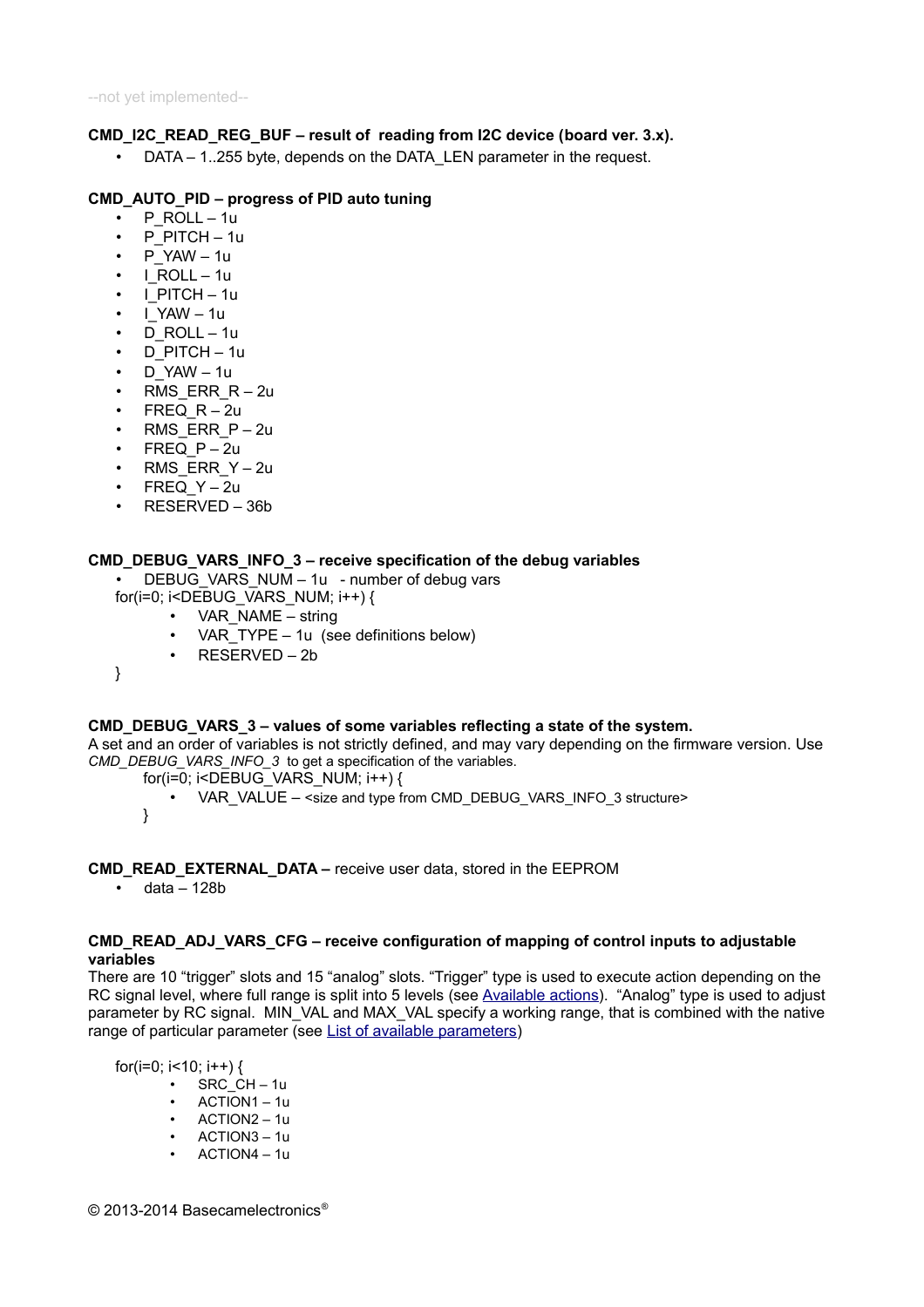--not yet implemented--

**CMD_I2C_READ_REG_BUF – result of reading from I2C device (board ver. 3.x).**

- DATA – 1..255 byte, depends on the DATA_LEN parameter in the request.

**CMD_AUTO_PID – progress of PID auto tuning**

- P_ROLL – 1u
- P_PITCH – 1u
- P_YAW – 1u
- I_ROLL – 1u
- I_PITCH – 1u
- I_YAW – 1u
- D_ROLL – 1u
- D_PITCH – 1u
- D_YAW – 1u
- RMS_ERR_R – 2u
- FREQ_R – 2u
- RMS_ERR_P – 2u
- FREQ_P – 2u
- RMS_ERR_Y – 2u
- FREQ_Y – 2u
- RESERVED – 36b

**CMD_DEBUG_VARS_INFO_3 – receive specification of the debug variables**

- DEBUG_VARS_NUM – 1u - number of debug vars

for(i=0; i<DEBUG_VARS_NUM; i++) {
- VAR_NAME – string
- VAR_TYPE – 1u (see definitions below)
- RESERVED – 2b

}

**CMD_DEBUG_VARS_3 – values of some variables reflecting a state of the system.**

A set and an order of variables is not strictly defined, and may vary depending on the firmware version. Use *CMD_DEBUG_VARS_INFO_3* to get a specification of the variables.

for(i=0; i<DEBUG_VARS_NUM; i++) {
- VAR_VALUE – <size and type from CMD_DEBUG_VARS_INFO_3 structure>

}

**CMD_READ_EXTERNAL_DATA –** receive user data, stored in the EEPROM

- data – 128b

**CMD_READ_ADJ_VARS_CFG – receive configuration of mapping of control inputs to adjustable variables**

There are 10 "trigger" slots and 15 "analog" slots. "Trigger" type is used to execute action depending on the RC signal level, where full range is split into 5 levels (see Available actions). "Analog" type is used to adjust parameter by RC signal. MIN_VAL and MAX_VAL specify a working range, that is combined with the native range of particular parameter (see List of available parameters)

for(i=0; i<10; i++) {
- SRC_CH – 1u
- ACTION1 – 1u
- ACTION2 – 1u
- ACTION3 – 1u
- ACTION4 – 1u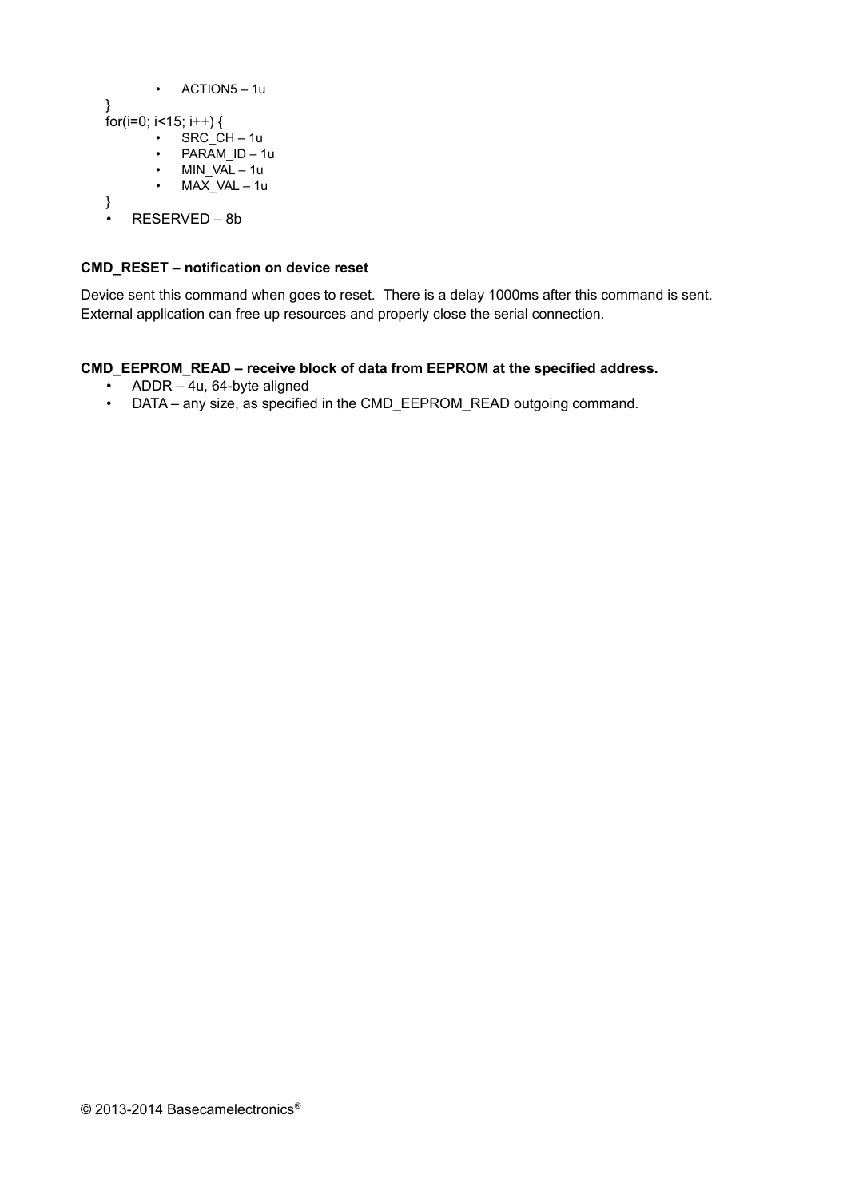- ACTION5 – 1u

}
for(i=0; i<15; i++) {

   - SRC_CH – 1u
   - PARAM_ID – 1u
   - MIN_VAL – 1u
   - MAX_VAL – 1u

}

- RESERVED – 8b

**CMD_RESET – notification on device reset**

Device sent this command when goes to reset. There is a delay 1000ms after this command is sent. External application can free up resources and properly close the serial connection.

**CMD_EEPROM_READ – receive block of data from EEPROM at the specified address.**

- ADDR – 4u, 64-byte aligned
- DATA – any size, as specified in the CMD_EEPROM_READ outgoing command.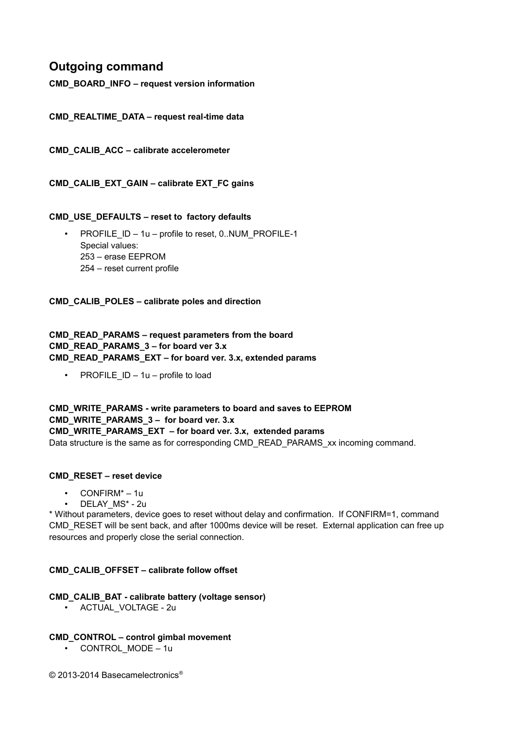## Outgoing command

**CMD_BOARD_INFO – request version information**

**CMD_REALTIME_DATA – request real-time data**

**CMD_CALIB_ACC – calibrate accelerometer**

**CMD_CALIB_EXT_GAIN – calibrate EXT_FC gains**

**CMD_USE_DEFAULTS – reset to factory defaults**

- PROFILE_ID – 1u – profile to reset, 0..NUM_PROFILE-1
  Special values:
  253 – erase EEPROM
  254 – reset current profile

**CMD_CALIB_POLES – calibrate poles and direction**

**CMD_READ_PARAMS – request parameters from the board**
**CMD_READ_PARAMS_3 – for board ver 3.x**
**CMD_READ_PARAMS_EXT – for board ver. 3.x, extended params**

- PROFILE_ID – 1u – profile to load

**CMD_WRITE_PARAMS - write parameters to board and saves to EEPROM**
**CMD_WRITE_PARAMS_3 – for board ver. 3.x**
**CMD_WRITE_PARAMS_EXT – for board ver. 3.x, extended params**
Data structure is the same as for corresponding CMD_READ_PARAMS_xx incoming command.

**CMD_RESET – reset device**

- CONFIRM* – 1u
- DELAY_MS* - 2u

* Without parameters, device goes to reset without delay and confirmation. If CONFIRM=1, command CMD_RESET will be sent back, and after 1000ms device will be reset. External application can free up resources and properly close the serial connection.

**CMD_CALIB_OFFSET – calibrate follow offset**

**CMD_CALIB_BAT - calibrate battery (voltage sensor)**

- ACTUAL_VOLTAGE - 2u

**CMD_CONTROL – control gimbal movement**

- CONTROL_MODE – 1u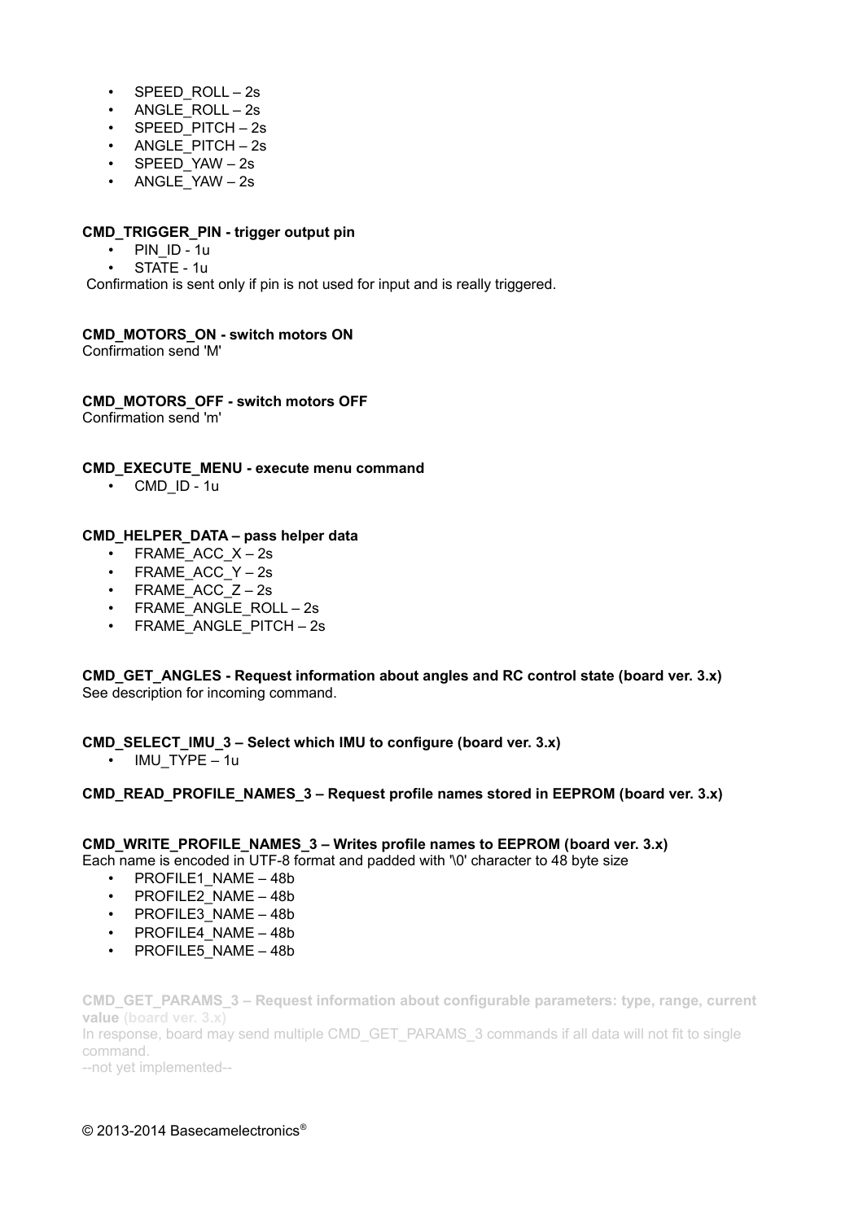- SPEED_ROLL – 2s
- ANGLE_ROLL – 2s
- SPEED_PITCH – 2s
- ANGLE_PITCH – 2s
- SPEED_YAW – 2s
- ANGLE_YAW – 2s

**CMD_TRIGGER_PIN - trigger output pin**

- PIN_ID - 1u
- STATE - 1u

Confirmation is sent only if pin is not used for input and is really triggered.

**CMD_MOTORS_ON - switch motors ON**

Confirmation send 'M'

**CMD_MOTORS_OFF - switch motors OFF**

Confirmation send 'm'

**CMD_EXECUTE_MENU - execute menu command**

- CMD_ID - 1u

**CMD_HELPER_DATA – pass helper data**

- FRAME_ACC_X – 2s
- FRAME_ACC_Y – 2s
- FRAME_ACC_Z – 2s
- FRAME_ANGLE_ROLL – 2s
- FRAME_ANGLE_PITCH – 2s

**CMD_GET_ANGLES - Request information about angles and RC control state (board ver. 3.x)**

See description for incoming command.

**CMD_SELECT_IMU_3 – Select which IMU to configure (board ver. 3.x)**

- IMU_TYPE – 1u

**CMD_READ_PROFILE_NAMES_3 – Request profile names stored in EEPROM (board ver. 3.x)**

**CMD_WRITE_PROFILE_NAMES_3 – Writes profile names to EEPROM (board ver. 3.x)**

Each name is encoded in UTF-8 format and padded with '\0' character to 48 byte size

- PROFILE1_NAME – 48b
- PROFILE2_NAME – 48b
- PROFILE3_NAME – 48b
- PROFILE4_NAME – 48b
- PROFILE5_NAME – 48b

**CMD_GET_PARAMS_3 – Request information about configurable parameters: type, range, current value (board ver. 3.x)**

In response, board may send multiple CMD_GET_PARAMS_3 commands if all data will not fit to single command.

--not yet implemented--

© 2013-2014 Basecamelectronics®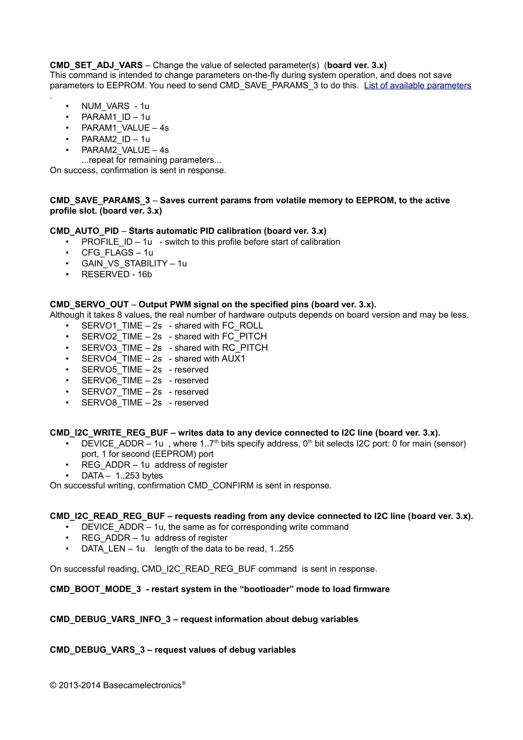**CMD_SET_ADJ_VARS** – Change the value of selected parameter(s) (**board ver. 3.x)**
This command is intended to change parameters on-the-fly during system operation, and does not save parameters to EEPROM. You need to send CMD_SAVE_PARAMS_3 to do this. List of available parameters
.

- NUM_VARS - 1u
- PARAM1_ID – 1u
- PARAM1_VALUE – 4s
- PARAM2_ID – 1u
- PARAM2_VALUE – 4s
  ...repeat for remaining parameters...

On success, confirmation is sent in response.

**CMD_SAVE_PARAMS_3** – **Saves current params from volatile memory to EEPROM, to the active profile slot. (board ver. 3.x)**

**CMD_AUTO_PID** – **Starts automatic PID calibration (board ver. 3.x)**

- PROFILE_ID – 1u - switch to this profile before start of calibration
- CFG_FLAGS – 1u
- GAIN_VS_STABILITY – 1u
- RESERVED - 16b

**CMD_SERVO_OUT** – **Output PWM signal on the specified pins (board ver. 3.x).**
Although it takes 8 values, the real number of hardware outputs depends on board version and may be less.

- SERVO1_TIME – 2s - shared with FC_ROLL
- SERVO2_TIME – 2s - shared with FC_PITCH
- SERVO3_TIME – 2s - shared with RC_PITCH
- SERVO4_TIME – 2s - shared with AUX1
- SERVO5_TIME – 2s - reserved
- SERVO6_TIME – 2s - reserved
- SERVO7_TIME – 2s - reserved
- SERVO8_TIME – 2s - reserved

**CMD_I2C_WRITE_REG_BUF – writes data to any device connected to I2C line (board ver. 3.x).**

- DEVICE_ADDR – 1u , where 1..7th bits specify address, 0th bit selects I2C port: 0 for main (sensor) port, 1 for second (EEPROM) port
- REG_ADDR – 1u address of register
- DATA – 1..253 bytes

On successful writing, confirmation CMD_CONFIRM is sent in response.

**CMD_I2C_READ_REG_BUF – requests reading from any device connected to I2C line (board ver. 3.x).**

- DEVICE_ADDR – 1u, the same as for corresponding write command
- REG_ADDR – 1u address of register
- DATA_LEN – 1u length of the data to be read, 1..255

On successful reading, CMD_I2C_READ_REG_BUF command is sent in response.

**CMD_BOOT_MODE_3 - restart system in the "bootloader" mode to load firmware**

**CMD_DEBUG_VARS_INFO_3 – request information about debug variables**

**CMD_DEBUG_VARS_3 – request values of debug variables**

© 2013-2014 Basecamelectronics®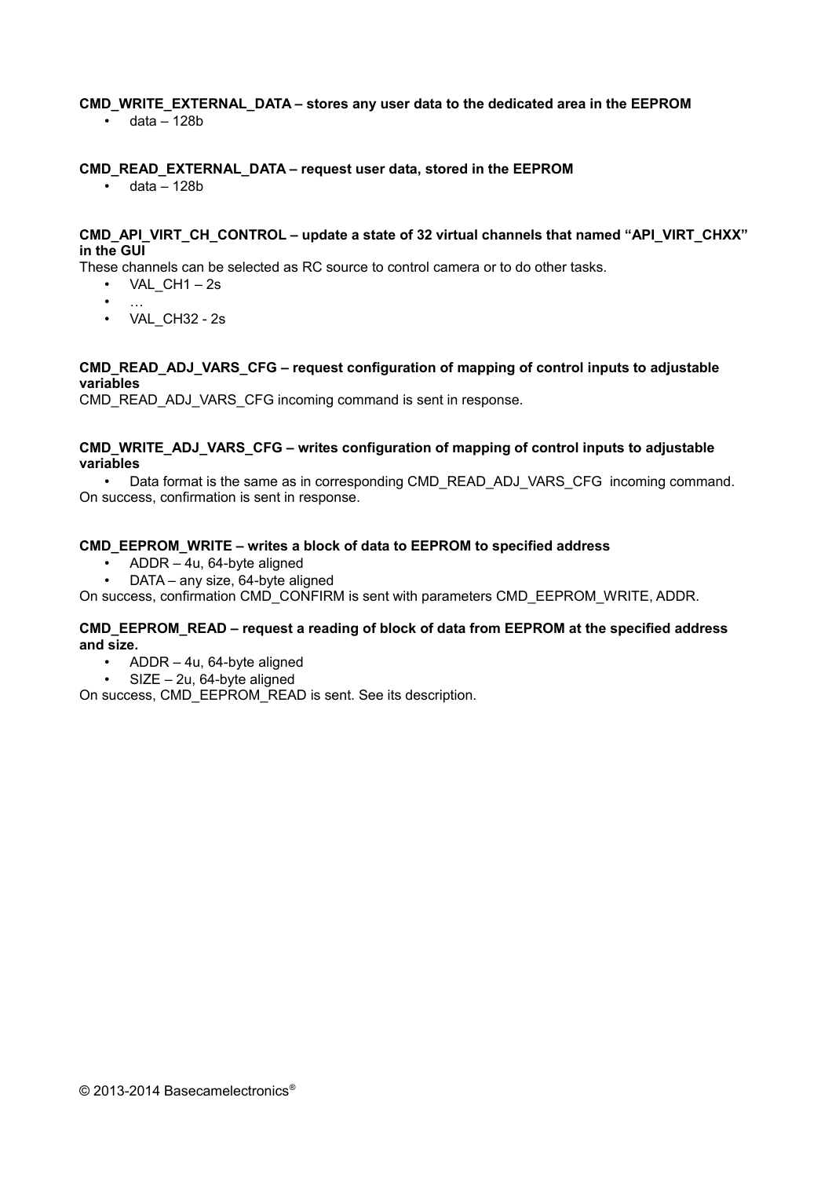**CMD_WRITE_EXTERNAL_DATA – stores any user data to the dedicated area in the EEPROM**

- data – 128b

**CMD_READ_EXTERNAL_DATA – request user data, stored in the EEPROM**

- data – 128b

**CMD_API_VIRT_CH_CONTROL – update a state of 32 virtual channels that named "API_VIRT_CHXX" in the GUI**

These channels can be selected as RC source to control camera or to do other tasks.

- VAL_CH1 – 2s
- …
- VAL_CH32 - 2s

**CMD_READ_ADJ_VARS_CFG – request configuration of mapping of control inputs to adjustable variables**

CMD_READ_ADJ_VARS_CFG incoming command is sent in response.

**CMD_WRITE_ADJ_VARS_CFG – writes configuration of mapping of control inputs to adjustable variables**

- Data format is the same as in corresponding CMD_READ_ADJ_VARS_CFG incoming command.

On success, confirmation is sent in response.

**CMD_EEPROM_WRITE – writes a block of data to EEPROM to specified address**

- ADDR – 4u, 64-byte aligned
- DATA – any size, 64-byte aligned

On success, confirmation CMD_CONFIRM is sent with parameters CMD_EEPROM_WRITE, ADDR.

**CMD_EEPROM_READ – request a reading of block of data from EEPROM at the specified address and size.**

- ADDR – 4u, 64-byte aligned
- SIZE – 2u, 64-byte aligned

On success, CMD_EEPROM_READ is sent. See its description.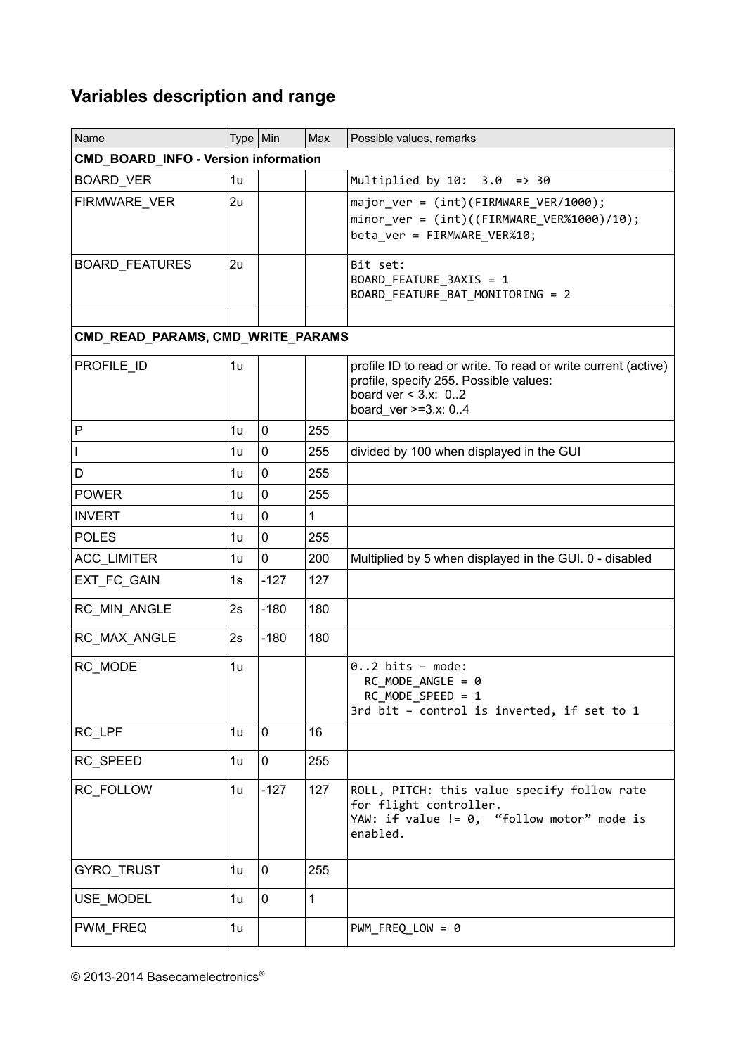## Variables description and range

| Name | Type | Min | Max | Possible values, remarks |
|---|---|---|---|---|
| **CMD_BOARD_INFO - Version information** | | | | |
| BOARD_VER | 1u | | | `Multiplied by 10:  3.0  => 30` |
| FIRMWARE_VER | 2u | | | `major_ver = (int)(FIRMWARE_VER/1000);`<br>`minor_ver = (int)((FIRMWARE_VER%1000)/10);`<br>`beta_ver = FIRMWARE_VER%10;` |
| BOARD_FEATURES | 2u | | | `Bit set:`<br>`BOARD_FEATURE_3AXIS = 1`<br>`BOARD_FEATURE_BAT_MONITORING = 2` |
| | | | | |
| **CMD_READ_PARAMS, CMD_WRITE_PARAMS** | | | | |
| PROFILE_ID | 1u | | | profile ID to read or write. To read or write current (active) profile, specify 255. Possible values:<br>board ver < 3.x:  0..2<br>board_ver >=3.x: 0..4 |
| P | 1u | 0 | 255 | |
| I | 1u | 0 | 255 | divided by 100 when displayed in the GUI |
| D | 1u | 0 | 255 | |
| POWER | 1u | 0 | 255 | |
| INVERT | 1u | 0 | 1 | |
| POLES | 1u | 0 | 255 | |
| ACC_LIMITER | 1u | 0 | 200 | Multiplied by 5 when displayed in the GUI. 0 - disabled |
| EXT_FC_GAIN | 1s | -127 | 127 | |
| RC_MIN_ANGLE | 2s | -180 | 180 | |
| RC_MAX_ANGLE | 2s | -180 | 180 | |
| RC_MODE | 1u | | | `0..2 bits – mode:`<br>`RC_MODE_ANGLE = 0`<br>`RC_MODE_SPEED = 1`<br>`3rd bit – control is inverted, if set to 1` |
| RC_LPF | 1u | 0 | 16 | |
| RC_SPEED | 1u | 0 | 255 | |
| RC_FOLLOW | 1u | -127 | 127 | `ROLL, PITCH: this value specify follow rate for flight controller.`<br>`YAW: if value != 0,  “follow motor” mode is enabled.` |
| GYRO_TRUST | 1u | 0 | 255 | |
| USE_MODEL | 1u | 0 | 1 | |
| PWM_FREQ | 1u | | | `PWM_FREQ_LOW = 0` |

© 2013-2014 Basecamelectronics®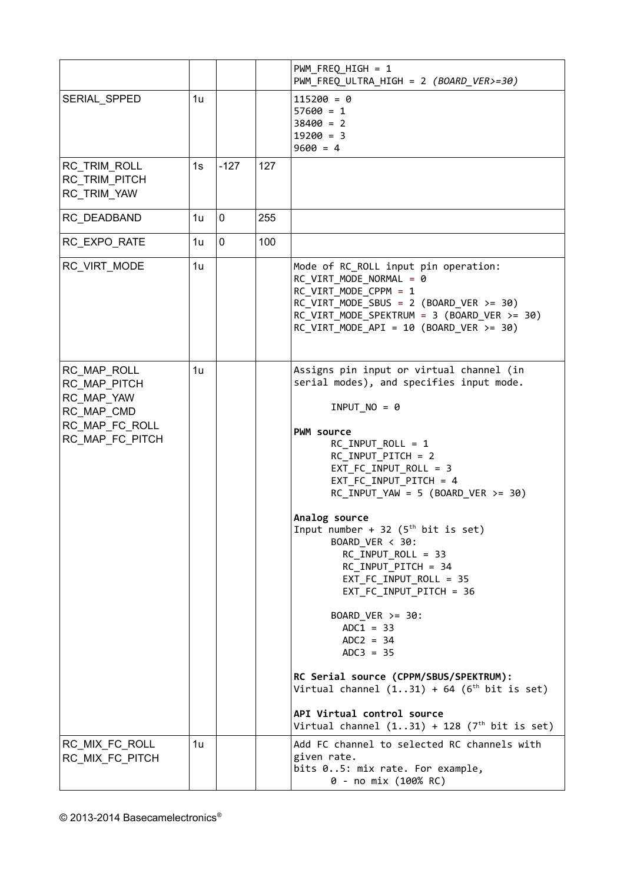| | | | | |
|---|---|---|---|---|
| | | | | PWM_FREQ_HIGH = 1<br>PWM_FREQ_ULTRA_HIGH = 2 *(BOARD_VER>=30)* |
| SERIAL_SPPED | 1u | | | 115200 = 0<br>57600 = 1<br>38400 = 2<br>19200 = 3<br>9600 = 4 |
| RC_TRIM_ROLL<br>RC_TRIM_PITCH<br>RC_TRIM_YAW | 1s | -127 | 127 | |
| RC_DEADBAND | 1u | 0 | 255 | |
| RC_EXPO_RATE | 1u | 0 | 100 | |
| RC_VIRT_MODE | 1u | | | Mode of RC_ROLL input pin operation:<br>RC_VIRT_MODE_NORMAL = 0<br>RC_VIRT_MODE_CPPM = 1<br>RC_VIRT_MODE_SBUS = 2 (BOARD_VER >= 30)<br>RC_VIRT_MODE_SPEKTRUM = 3 (BOARD_VER >= 30)<br>RC_VIRT_MODE_API = 10 (BOARD_VER >= 30) |
| RC_MAP_ROLL<br>RC_MAP_PITCH<br>RC_MAP_YAW<br>RC_MAP_CMD<br>RC_MAP_FC_ROLL<br>RC_MAP_FC_PITCH | 1u | | | Assigns pin input or virtual channel (in serial modes), and specifies input mode.<br><br>INPUT_NO = 0<br><br>**PWM source**<br>RC_INPUT_ROLL = 1<br>RC_INPUT_PITCH = 2<br>EXT_FC_INPUT_ROLL = 3<br>EXT_FC_INPUT_PITCH = 4<br>RC_INPUT_YAW = 5 (BOARD_VER >= 30)<br><br>**Analog source**<br>Input number + 32 (5th bit is set)<br>BOARD_VER < 30:<br>RC_INPUT_ROLL = 33<br>RC_INPUT_PITCH = 34<br>EXT_FC_INPUT_ROLL = 35<br>EXT_FC_INPUT_PITCH = 36<br><br>BOARD_VER >= 30:<br>ADC1 = 33<br>ADC2 = 34<br>ADC3 = 35<br><br>**RC Serial source (CPPM/SBUS/SPEKTRUM):**<br>Virtual channel (1..31) + 64 (6th bit is set)<br><br>**API Virtual control source**<br>Virtual channel (1..31) + 128 (7th bit is set) |
| RC_MIX_FC_ROLL<br>RC_MIX_FC_PITCH | 1u | | | Add FC channel to selected RC channels with given rate.<br>bits 0..5: mix rate. For example,<br>0 - no mix (100% RC) |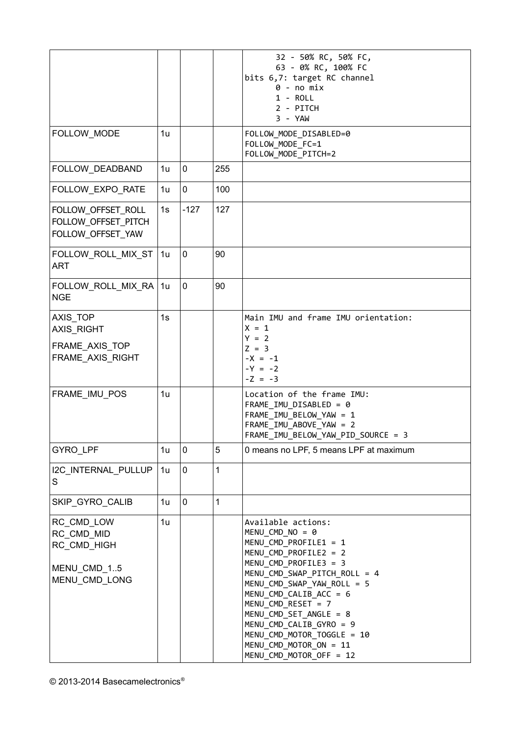| | | | | 32 - 50% RC, 50% FC,<br>63 - 0% RC, 100% FC<br>bits 6,7: target RC channel<br>0 - no mix<br>1 - ROLL<br>2 - PITCH<br>3 - YAW |
|---|---|---|---|---|
| FOLLOW_MODE | 1u | | | FOLLOW_MODE_DISABLED=0<br>FOLLOW_MODE_FC=1<br>FOLLOW_MODE_PITCH=2 |
| FOLLOW_DEADBAND | 1u | 0 | 255 | |
| FOLLOW_EXPO_RATE | 1u | 0 | 100 | |
| FOLLOW_OFFSET_ROLL<br>FOLLOW_OFFSET_PITCH<br>FOLLOW_OFFSET_YAW | 1s | -127 | 127 | |
| FOLLOW_ROLL_MIX_START | 1u | 0 | 90 | |
| FOLLOW_ROLL_MIX_RANGE | 1u | 0 | 90 | |
| AXIS_TOP<br>AXIS_RIGHT<br><br>FRAME_AXIS_TOP<br>FRAME_AXIS_RIGHT | 1s | | | Main IMU and frame IMU orientation:<br>X = 1<br>Y = 2<br>Z = 3<br>-X = -1<br>-Y = -2<br>-Z = -3 |
| FRAME_IMU_POS | 1u | | | Location of the frame IMU:<br>FRAME_IMU_DISABLED = 0<br>FRAME_IMU_BELOW_YAW = 1<br>FRAME_IMU_ABOVE_YAW = 2<br>FRAME_IMU_BELOW_YAW_PID_SOURCE = 3 |
| GYRO_LPF | 1u | 0 | 5 | 0 means no LPF, 5 means LPF at maximum |
| I2C_INTERNAL_PULLUPS | 1u | 0 | 1 | |
| SKIP_GYRO_CALIB | 1u | 0 | 1 | |
| RC_CMD_LOW<br>RC_CMD_MID<br>RC_CMD_HIGH<br><br>MENU_CMD_1..5<br>MENU_CMD_LONG | 1u | | | Available actions:<br>MENU_CMD_NO = 0<br>MENU_CMD_PROFILE1 = 1<br>MENU_CMD_PROFILE2 = 2<br>MENU_CMD_PROFILE3 = 3<br>MENU_CMD_SWAP_PITCH_ROLL = 4<br>MENU_CMD_SWAP_YAW_ROLL = 5<br>MENU_CMD_CALIB_ACC = 6<br>MENU_CMD_RESET = 7<br>MENU_CMD_SET_ANGLE = 8<br>MENU_CMD_CALIB_GYRO = 9<br>MENU_CMD_MOTOR_TOGGLE = 10<br>MENU_CMD_MOTOR_ON = 11<br>MENU_CMD_MOTOR_OFF = 12 |

© 2013-2014 Basecamelectronics®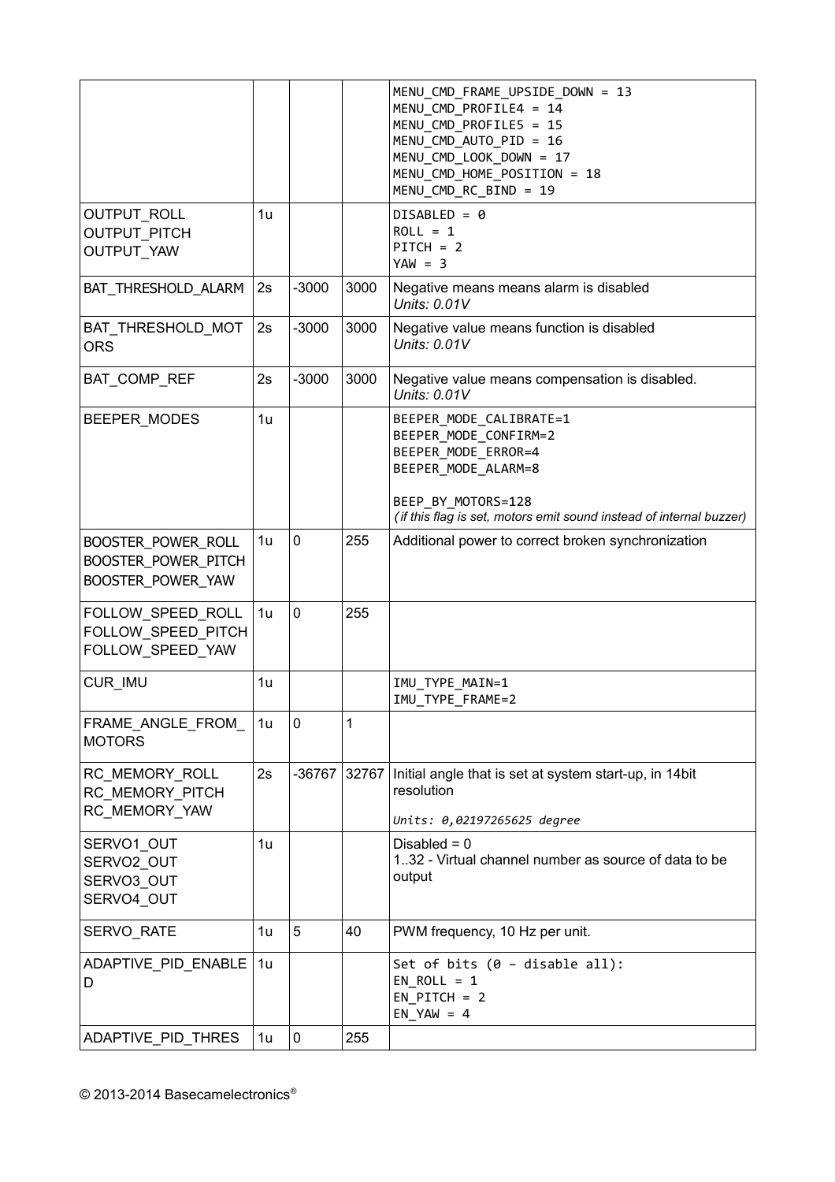| | | | | |
|---|---|---|---|---|
| | | | | MENU_CMD_FRAME_UPSIDE_DOWN = 13<br>MENU_CMD_PROFILE4 = 14<br>MENU_CMD_PROFILE5 = 15<br>MENU_CMD_AUTO_PID = 16<br>MENU_CMD_LOOK_DOWN = 17<br>MENU_CMD_HOME_POSITION = 18<br>MENU_CMD_RC_BIND = 19 |
| OUTPUT_ROLL<br>OUTPUT_PITCH<br>OUTPUT_YAW | 1u | | | DISABLED = 0<br>ROLL = 1<br>PITCH = 2<br>YAW = 3 |
| BAT_THRESHOLD_ALARM | 2s | -3000 | 3000 | Negative means means alarm is disabled<br>*Units: 0.01V* |
| BAT_THRESHOLD_MOTORS | 2s | -3000 | 3000 | Negative value means function is disabled<br>*Units: 0.01V* |
| BAT_COMP_REF | 2s | -3000 | 3000 | Negative value means compensation is disabled.<br>*Units: 0.01V* |
| BEEPER_MODES | 1u | | | BEEPER_MODE_CALIBRATE=1<br>BEEPER_MODE_CONFIRM=2<br>BEEPER_MODE_ERROR=4<br>BEEPER_MODE_ALARM=8<br><br>BEEP_BY_MOTORS=128<br>*(if this flag is set, motors emit sound instead of internal buzzer)* |
| BOOSTER_POWER_ROLL<br>BOOSTER_POWER_PITCH<br>BOOSTER_POWER_YAW | 1u | 0 | 255 | Additional power to correct broken synchronization |
| FOLLOW_SPEED_ROLL<br>FOLLOW_SPEED_PITCH<br>FOLLOW_SPEED_YAW | 1u | 0 | 255 | |
| CUR_IMU | 1u | | | IMU_TYPE_MAIN=1<br>IMU_TYPE_FRAME=2 |
| FRAME_ANGLE_FROM_MOTORS | 1u | 0 | 1 | |
| RC_MEMORY_ROLL<br>RC_MEMORY_PITCH<br>RC_MEMORY_YAW | 2s | -36767 | 32767 | Initial angle that is set at system start-up, in 14bit resolution<br><br>*Units: 0,02197265625 degree* |
| SERVO1_OUT<br>SERVO2_OUT<br>SERVO3_OUT<br>SERVO4_OUT | 1u | | | Disabled = 0<br>1..32 - Virtual channel number as source of data to be output |
| SERVO_RATE | 1u | 5 | 40 | PWM frequency, 10 Hz per unit. |
| ADAPTIVE_PID_ENABLED | 1u | | | Set of bits (0 – disable all):<br>EN_ROLL = 1<br>EN_PITCH = 2<br>EN_YAW = 4 |
| ADAPTIVE_PID_THRES | 1u | 0 | 255 | |

© 2013-2014 Basecamelectronics®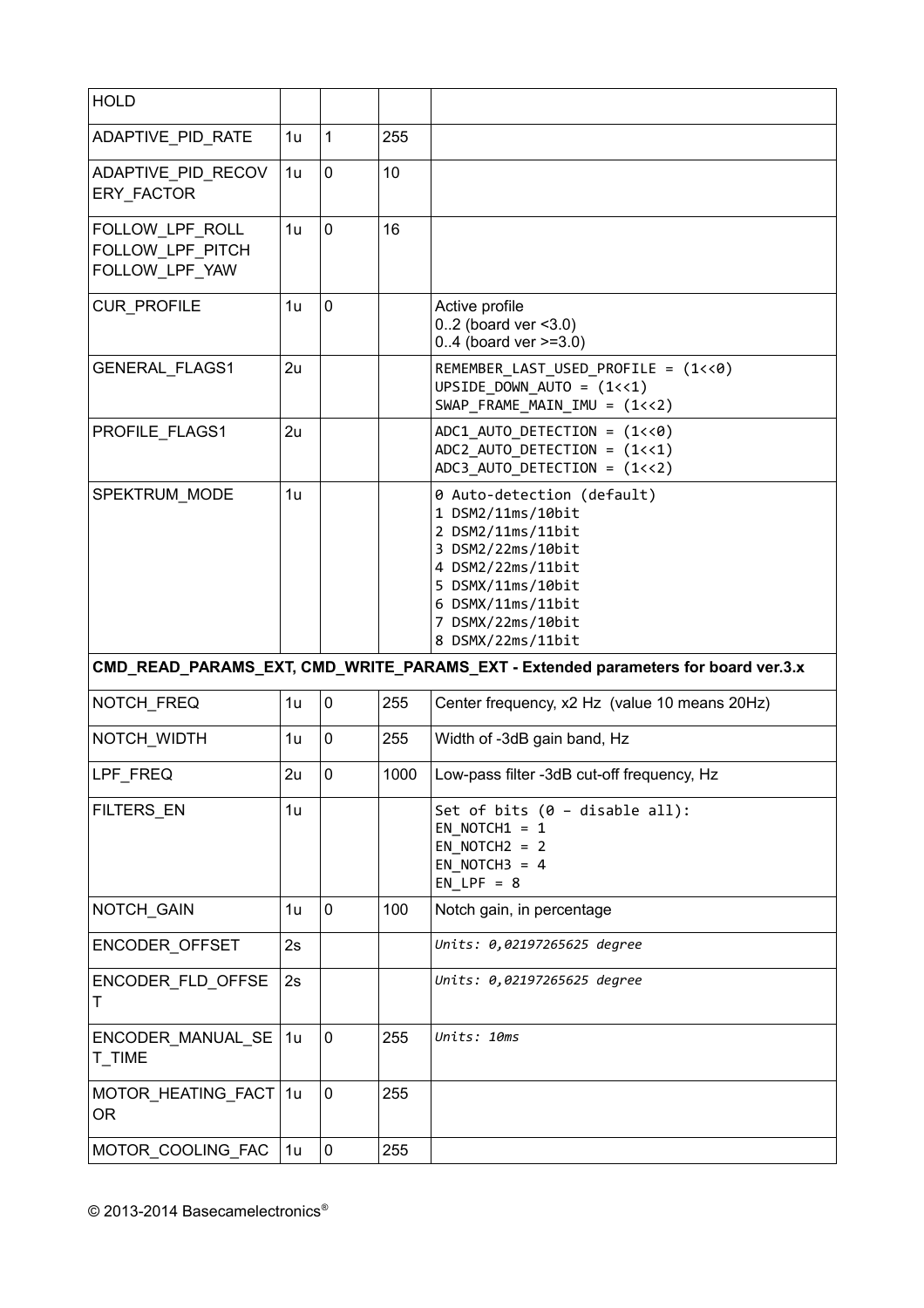| | | | | |
|---|---|---|---|---|
| HOLD | | | | |
| ADAPTIVE_PID_RATE | 1u | 1 | 255 | |
| ADAPTIVE_PID_RECOVERY_FACTOR | 1u | 0 | 10 | |
| FOLLOW_LPF_ROLL<br>FOLLOW_LPF_PITCH<br>FOLLOW_LPF_YAW | 1u | 0 | 16 | |
| CUR_PROFILE | 1u | 0 | | Active profile<br>0..2 (board ver <3.0)<br>0..4 (board ver >=3.0) |
| GENERAL_FLAGS1 | 2u | | | `REMEMBER_LAST_USED_PROFILE = (1<<0)`<br>`UPSIDE_DOWN_AUTO = (1<<1)`<br>`SWAP_FRAME_MAIN_IMU = (1<<2)` |
| PROFILE_FLAGS1 | 2u | | | `ADC1_AUTO_DETECTION = (1<<0)`<br>`ADC2_AUTO_DETECTION = (1<<1)`<br>`ADC3_AUTO_DETECTION = (1<<2)` |
| SPEKTRUM_MODE | 1u | | | `0 Auto-detection (default)`<br>`1 DSM2/11ms/10bit`<br>`2 DSM2/11ms/11bit`<br>`3 DSM2/22ms/10bit`<br>`4 DSM2/22ms/11bit`<br>`5 DSMX/11ms/10bit`<br>`6 DSMX/11ms/11bit`<br>`7 DSMX/22ms/10bit`<br>`8 DSMX/22ms/11bit` |
| **CMD_READ_PARAMS_EXT, CMD_WRITE_PARAMS_EXT - Extended parameters for board ver.3.x** | | | | |
| NOTCH_FREQ | 1u | 0 | 255 | Center frequency, x2 Hz (value 10 means 20Hz) |
| NOTCH_WIDTH | 1u | 0 | 255 | Width of -3dB gain band, Hz |
| LPF_FREQ | 2u | 0 | 1000 | Low-pass filter -3dB cut-off frequency, Hz |
| FILTERS_EN | 1u | | | `Set of bits (0 – disable all):`<br>`EN_NOTCH1 = 1`<br>`EN_NOTCH2 = 2`<br>`EN_NOTCH3 = 4`<br>`EN_LPF = 8` |
| NOTCH_GAIN | 1u | 0 | 100 | Notch gain, in percentage |
| ENCODER_OFFSET | 2s | | | *Units: 0,02197265625 degree* |
| ENCODER_FLD_OFFSET | 2s | | | *Units: 0,02197265625 degree* |
| ENCODER_MANUAL_SET_TIME | 1u | 0 | 255 | *Units: 10ms* |
| MOTOR_HEATING_FACTOR | 1u | 0 | 255 | |
| MOTOR_COOLING_FAC | 1u | 0 | 255 | |

© 2013-2014 Basecamelectronics®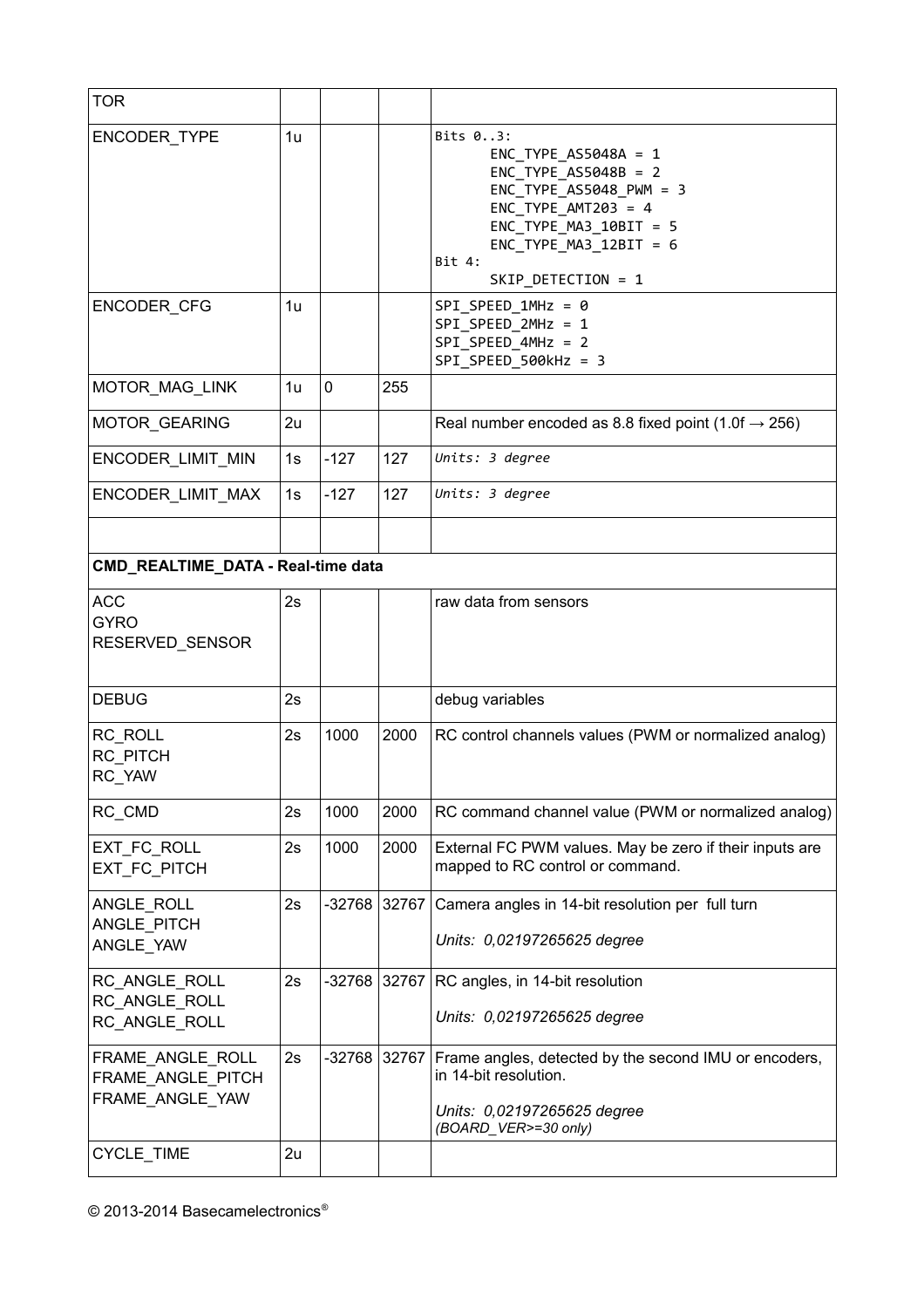| TOR | | | | |
|---|---|---|---|---|
| ENCODER_TYPE | 1u | | | Bits 0..3:<br>ENC_TYPE_AS5048A = 1<br>ENC_TYPE_AS5048B = 2<br>ENC_TYPE_AS5048_PWM = 3<br>ENC_TYPE_AMT203 = 4<br>ENC_TYPE_MA3_10BIT = 5<br>ENC_TYPE_MA3_12BIT = 6<br>Bit 4:<br>SKIP_DETECTION = 1 |
| ENCODER_CFG | 1u | | | SPI_SPEED_1MHz = 0<br>SPI_SPEED_2MHz = 1<br>SPI_SPEED_4MHz = 2<br>SPI_SPEED_500kHz = 3 |
| MOTOR_MAG_LINK | 1u | 0 | 255 | |
| MOTOR_GEARING | 2u | | | Real number encoded as 8.8 fixed point (1.0f → 256) |
| ENCODER_LIMIT_MIN | 1s | -127 | 127 | *Units: 3 degree* |
| ENCODER_LIMIT_MAX | 1s | -127 | 127 | *Units: 3 degree* |
| | | | | |
| **CMD_REALTIME_DATA - Real-time data** | | | | |
| ACC<br>GYRO<br>RESERVED_SENSOR | 2s | | | raw data from sensors |
| DEBUG | 2s | | | debug variables |
| RC_ROLL<br>RC_PITCH<br>RC_YAW | 2s | 1000 | 2000 | RC control channels values (PWM or normalized analog) |
| RC_CMD | 2s | 1000 | 2000 | RC command channel value (PWM or normalized analog) |
| EXT_FC_ROLL<br>EXT_FC_PITCH | 2s | 1000 | 2000 | External FC PWM values. May be zero if their inputs are mapped to RC control or command. |
| ANGLE_ROLL<br>ANGLE_PITCH<br>ANGLE_YAW | 2s | -32768 | 32767 | Camera angles in 14-bit resolution per full turn<br><br>*Units: 0,02197265625 degree* |
| RC_ANGLE_ROLL<br>RC_ANGLE_ROLL<br>RC_ANGLE_ROLL | 2s | -32768 | 32767 | RC angles, in 14-bit resolution<br><br>*Units: 0,02197265625 degree* |
| FRAME_ANGLE_ROLL<br>FRAME_ANGLE_PITCH<br>FRAME_ANGLE_YAW | 2s | -32768 | 32767 | Frame angles, detected by the second IMU or encoders, in 14-bit resolution.<br><br>*Units: 0,02197265625 degree*<br>*(BOARD_VER>=30 only)* |
| CYCLE_TIME | 2u | | | |

© 2013-2014 Basecamelectronics®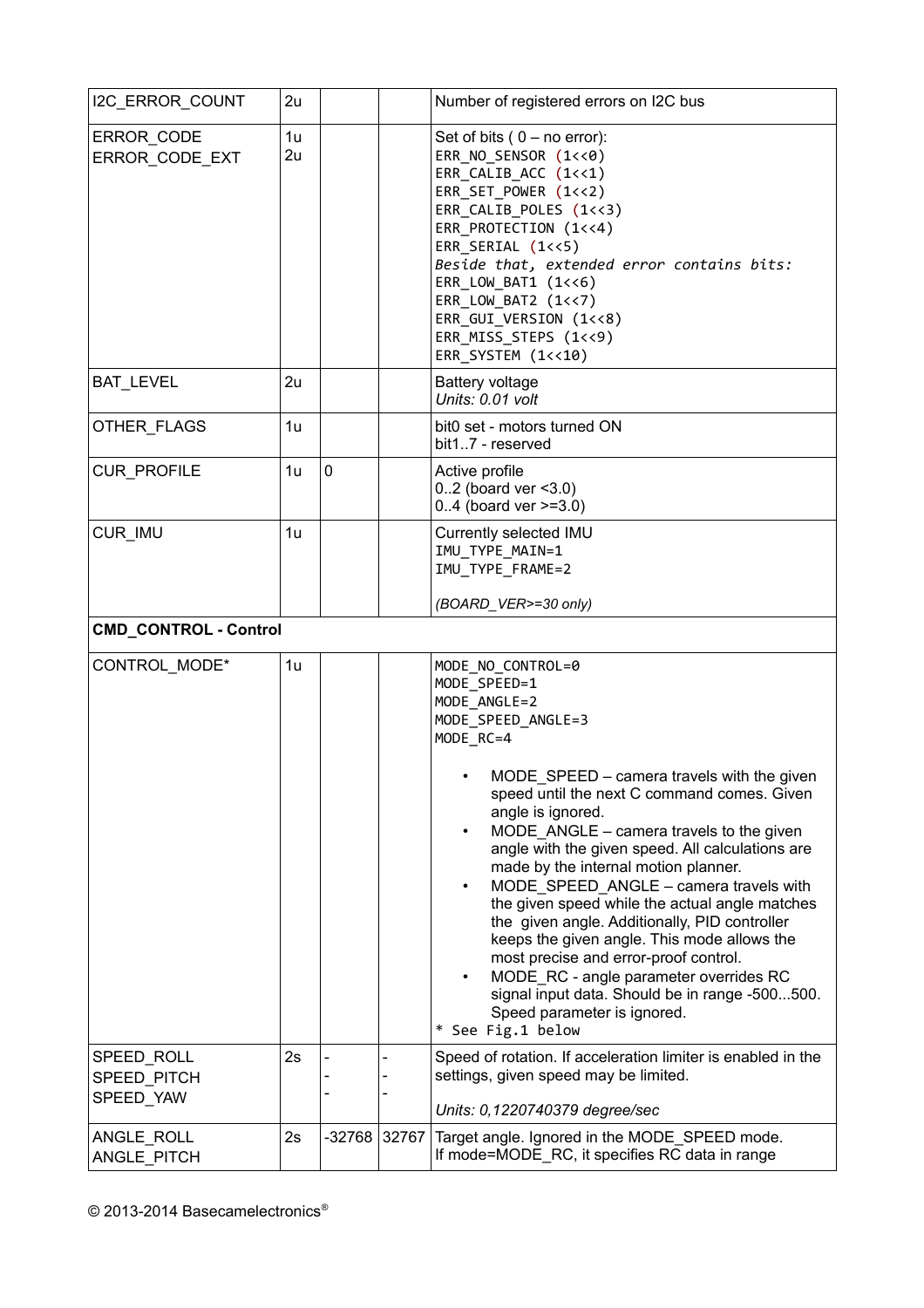| | | | | |
|---|---|---|---|---|
| I2C_ERROR_COUNT | 2u | | | Number of registered errors on I2C bus |
| ERROR_CODE<br>ERROR_CODE_EXT | 1u<br>2u | | | Set of bits ( 0 – no error):<br>`ERR_NO_SENSOR (1<<0)`<br>`ERR_CALIB_ACC (1<<1)`<br>`ERR_SET_POWER (1<<2)`<br>`ERR_CALIB_POLES (1<<3)`<br>`ERR_PROTECTION (1<<4)`<br>`ERR_SERIAL (1<<5)`<br>*Beside that, extended error contains bits:*<br>`ERR_LOW_BAT1 (1<<6)`<br>`ERR_LOW_BAT2 (1<<7)`<br>`ERR_GUI_VERSION (1<<8)`<br>`ERR_MISS_STEPS (1<<9)`<br>`ERR_SYSTEM (1<<10)` |
| BAT_LEVEL | 2u | | | Battery voltage<br>*Units: 0.01 volt* |
| OTHER_FLAGS | 1u | | | bit0 set - motors turned ON<br>bit1..7 - reserved |
| CUR_PROFILE | 1u | 0 | | Active profile<br>0..2 (board ver <3.0)<br>0..4 (board ver >=3.0) |
| CUR_IMU | 1u | | | Currently selected IMU<br>`IMU_TYPE_MAIN=1`<br>`IMU_TYPE_FRAME=2`<br><br>*(BOARD_VER>=30 only)* |
| **CMD_CONTROL - Control** | | | | |
| CONTROL_MODE* | 1u | | | `MODE_NO_CONTROL=0`<br>`MODE_SPEED=1`<br>`MODE_ANGLE=2`<br>`MODE_SPEED_ANGLE=3`<br>`MODE_RC=4`<br><br>• MODE_SPEED – camera travels with the given speed until the next C command comes. Given angle is ignored.<br>• MODE_ANGLE – camera travels to the given angle with the given speed. All calculations are made by the internal motion planner.<br>• MODE_SPEED_ANGLE – camera travels with the given speed while the actual angle matches the given angle. Additionally, PID controller keeps the given angle. This mode allows the most precise and error-proof control.<br>• MODE_RC - angle parameter overrides RC signal input data. Should be in range -500...500. Speed parameter is ignored.<br>`* See Fig.1 below` |
| SPEED_ROLL<br>SPEED_PITCH<br>SPEED_YAW | 2s | -<br>-<br>- | -<br>-<br>- | Speed of rotation. If acceleration limiter is enabled in the settings, given speed may be limited.<br><br>*Units: 0,1220740379 degree/sec* |
| ANGLE_ROLL<br>ANGLE_PITCH | 2s | -32768 | 32767 | Target angle. Ignored in the MODE_SPEED mode.<br>If mode=MODE_RC, it specifies RC data in range |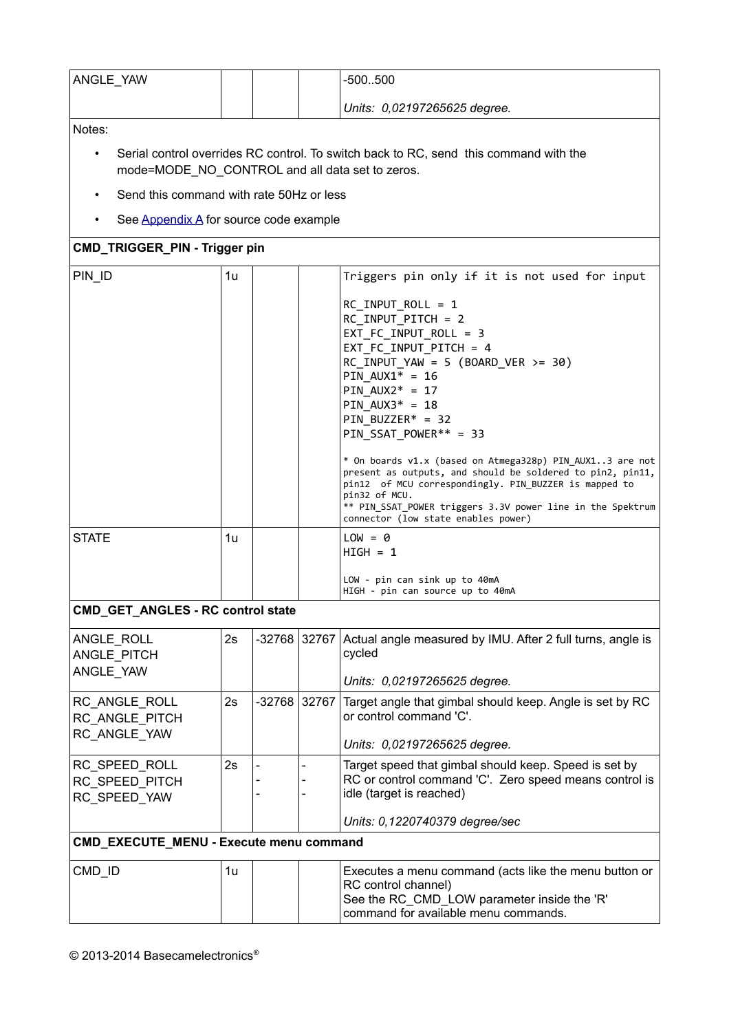| | | | | |
|---|---|---|---|---|
| ANGLE_YAW | | | | -500..500<br><br>*Units: 0,02197265625 degree.* |
| Notes:<br>• Serial control overrides RC control. To switch back to RC, send this command with the mode=MODE_NO_CONTROL and all data set to zeros.<br>• Send this command with rate 50Hz or less<br>• See Appendix A for source code example | | | | |
| **CMD_TRIGGER_PIN - Trigger pin** | | | | |
| PIN_ID | 1u | | | `Triggers pin only if it is not used for input`<br><br>`RC_INPUT_ROLL = 1`<br>`RC_INPUT_PITCH = 2`<br>`EXT_FC_INPUT_ROLL = 3`<br>`EXT_FC_INPUT_PITCH = 4`<br>`RC_INPUT_YAW = 5 (BOARD_VER >= 30)`<br>`PIN_AUX1* = 16`<br>`PIN_AUX2* = 17`<br>`PIN_AUX3* = 18`<br>`PIN_BUZZER* = 32`<br>`PIN_SSAT_POWER** = 33`<br><br>`* On boards v1.x (based on Atmega328p) PIN_AUX1..3 are not present as outputs, and should be soldered to pin2, pin11, pin12 of MCU correspondingly. PIN_BUZZER is mapped to pin32 of MCU.`<br>`** PIN_SSAT_POWER triggers 3.3V power line in the Spektrum connector (low state enables power)` |
| STATE | 1u | | | `LOW = 0`<br>`HIGH = 1`<br><br>`LOW - pin can sink up to 40mA`<br>`HIGH - pin can source up to 40mA` |
| **CMD_GET_ANGLES - RC control state** | | | | |
| ANGLE_ROLL<br>ANGLE_PITCH<br>ANGLE_YAW | 2s | -32768 | 32767 | Actual angle measured by IMU. After 2 full turns, angle is cycled<br><br>*Units: 0,02197265625 degree.* |
| RC_ANGLE_ROLL<br>RC_ANGLE_PITCH<br>RC_ANGLE_YAW | 2s | -32768 | 32767 | Target angle that gimbal should keep. Angle is set by RC or control command 'C'.<br><br>*Units: 0,02197265625 degree.* |
| RC_SPEED_ROLL<br>RC_SPEED_PITCH<br>RC_SPEED_YAW | 2s | -<br>-<br>- | -<br>-<br>- | Target speed that gimbal should keep. Speed is set by RC or control command 'C'. Zero speed means control is idle (target is reached)<br><br>*Units: 0,1220740379 degree/sec* |
| **CMD_EXECUTE_MENU - Execute menu command** | | | | |
| CMD_ID | 1u | | | Executes a menu command (acts like the menu button or RC control channel)<br>See the RC_CMD_LOW parameter inside the 'R' command for available menu commands. |

© 2013-2014 Basecamelectronics®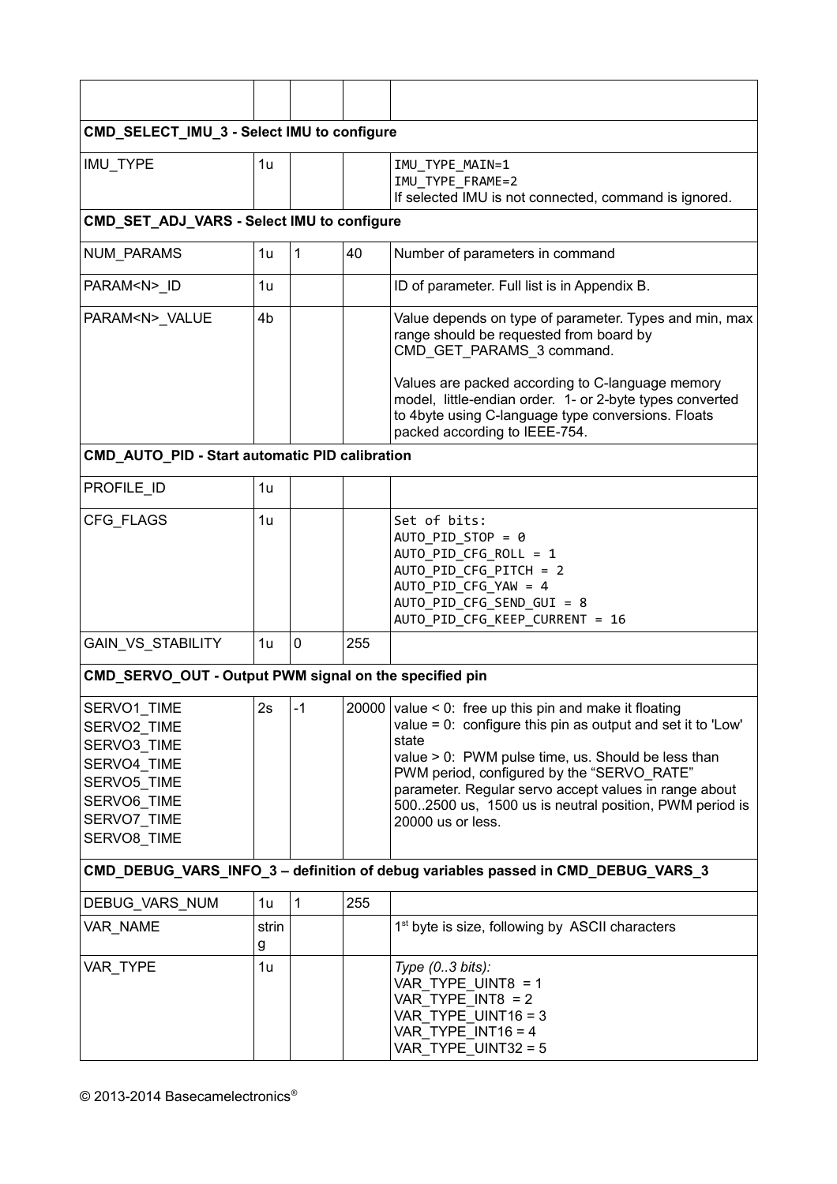| | | | | |
|---|---|---|---|---|
| **CMD_SELECT_IMU_3 - Select IMU to configure** | | | | |
| IMU_TYPE | 1u | | | IMU_TYPE_MAIN=1<br>IMU_TYPE_FRAME=2<br>If selected IMU is not connected, command is ignored. |
| **CMD_SET_ADJ_VARS - Select IMU to configure** | | | | |
| NUM_PARAMS | 1u | 1 | 40 | Number of parameters in command |
| PARAM<N>_ID | 1u | | | ID of parameter. Full list is in Appendix B. |
| PARAM<N>_VALUE | 4b | | | Value depends on type of parameter. Types and min, max range should be requested from board by CMD_GET_PARAMS_3 command.<br><br>Values are packed according to C-language memory model, little-endian order. 1- or 2-byte types converted to 4byte using C-language type conversions. Floats packed according to IEEE-754. |
| **CMD_AUTO_PID - Start automatic PID calibration** | | | | |
| PROFILE_ID | 1u | | | |
| CFG_FLAGS | 1u | | | Set of bits:<br>AUTO_PID_STOP = 0<br>AUTO_PID_CFG_ROLL = 1<br>AUTO_PID_CFG_PITCH = 2<br>AUTO_PID_CFG_YAW = 4<br>AUTO_PID_CFG_SEND_GUI = 8<br>AUTO_PID_CFG_KEEP_CURRENT = 16 |
| GAIN_VS_STABILITY | 1u | 0 | 255 | |
| **CMD_SERVO_OUT - Output PWM signal on the specified pin** | | | | |
| SERVO1_TIME<br>SERVO2_TIME<br>SERVO3_TIME<br>SERVO4_TIME<br>SERVO5_TIME<br>SERVO6_TIME<br>SERVO7_TIME<br>SERVO8_TIME | 2s | -1 | 20000 | value < 0: free up this pin and make it floating<br>value = 0: configure this pin as output and set it to 'Low' state<br>value > 0: PWM pulse time, us. Should be less than PWM period, configured by the "SERVO_RATE" parameter. Regular servo accept values in range about 500..2500 us, 1500 us is neutral position, PWM period is 20000 us or less. |
| **CMD_DEBUG_VARS_INFO_3 – definition of debug variables passed in CMD_DEBUG_VARS_3** | | | | |
| DEBUG_VARS_NUM | 1u | 1 | 255 | |
| VAR_NAME | string | | | 1st byte is size, following by ASCII characters |
| VAR_TYPE | 1u | | | *Type (0..3 bits):*<br>VAR_TYPE_UINT8 = 1<br>VAR_TYPE_INT8 = 2<br>VAR_TYPE_UINT16 = 3<br>VAR_TYPE_INT16 = 4<br>VAR_TYPE_UINT32 = 5 |

© 2013-2014 Basecamelectronics®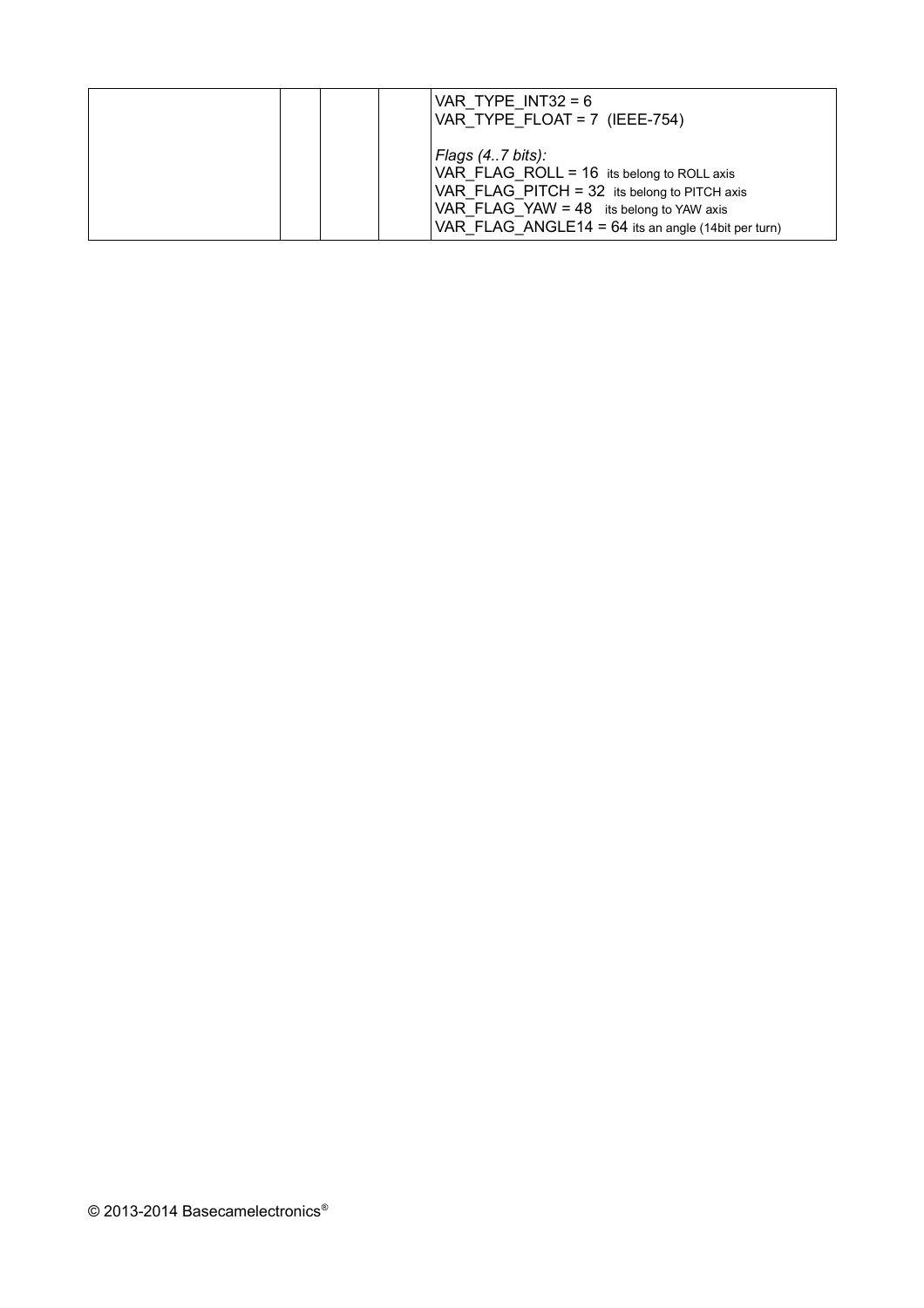| | | | | |
|---|---|---|---|---|
| | | | | VAR_TYPE_INT32 = 6<br>VAR_TYPE_FLOAT = 7 (IEEE-754)<br><br>*Flags (4..7 bits):*<br>VAR_FLAG_ROLL = 16 its belong to ROLL axis<br>VAR_FLAG_PITCH = 32 its belong to PITCH axis<br>VAR_FLAG_YAW = 48 its belong to YAW axis<br>VAR_FLAG_ANGLE14 = 64 its an angle (14bit per turn) |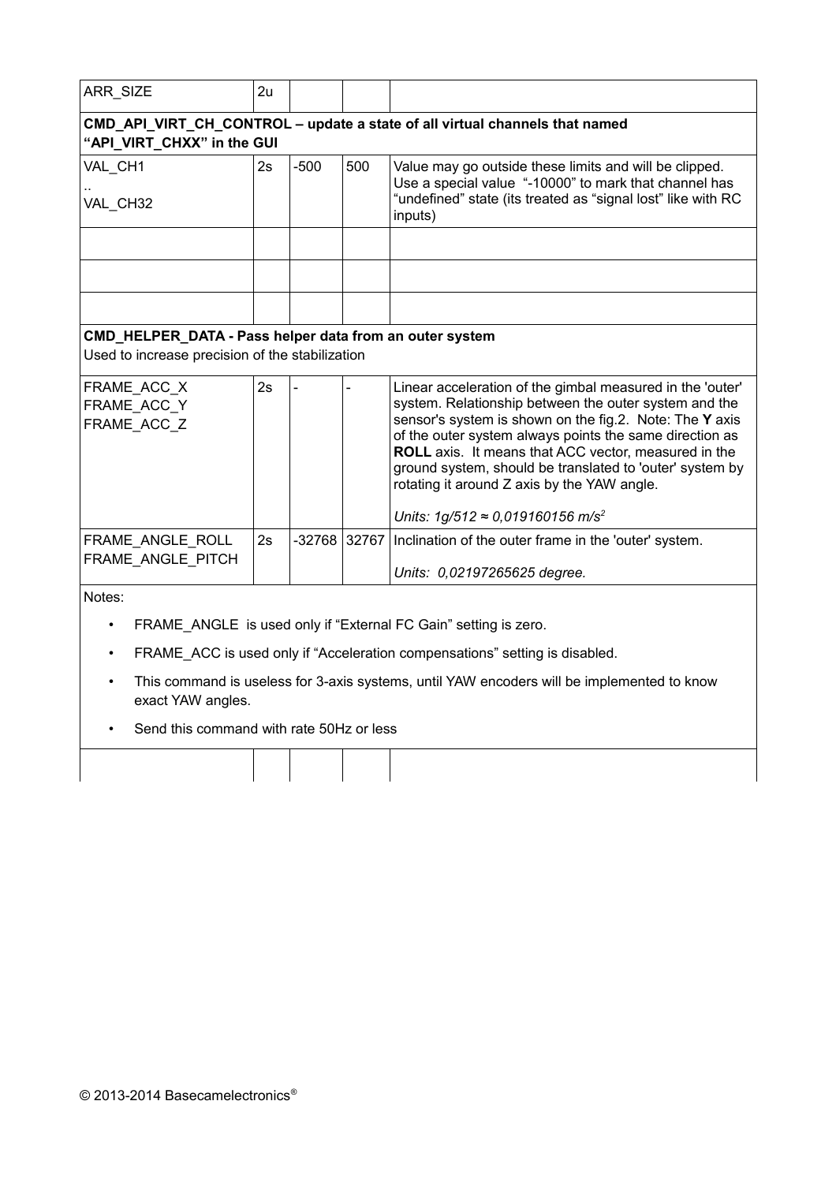| | | | | |
|---|---|---|---|---|
| ARR_SIZE | 2u | | | |
| **CMD_API_VIRT_CH_CONTROL – update a state of all virtual channels that named “API_VIRT_CHXX” in the GUI** | | | | |
| VAL_CH1<br>..<br>VAL_CH32 | 2s | -500 | 500 | Value may go outside these limits and will be clipped. Use a special value “-10000” to mark that channel has “undefined” state (its treated as “signal lost” like with RC inputs) |
| | | | | |
| | | | | |
| | | | | |
| **CMD_HELPER_DATA - Pass helper data from an outer system**<br>Used to increase precision of the stabilization | | | | |
| FRAME_ACC_X<br>FRAME_ACC_Y<br>FRAME_ACC_Z | 2s | - | - | Linear acceleration of the gimbal measured in the 'outer' system. Relationship between the outer system and the sensor's system is shown on the fig.2. Note: The **Y** axis of the outer system always points the same direction as **ROLL** axis. It means that ACC vector, measured in the ground system, should be translated to 'outer' system by rotating it around Z axis by the YAW angle.<br><br>*Units: 1g/512 ≈ 0,019160156 m/s²* |
| FRAME_ANGLE_ROLL<br>FRAME_ANGLE_PITCH | 2s | -32768 | 32767 | Inclination of the outer frame in the 'outer' system.<br><br>*Units: 0,02197265625 degree.* |
| Notes:<br>• FRAME_ANGLE is used only if “External FC Gain” setting is zero.<br>• FRAME_ACC is used only if “Acceleration compensations” setting is disabled.<br>• This command is useless for 3-axis systems, until YAW encoders will be implemented to know exact YAW angles.<br>• Send this command with rate 50Hz or less | | | | |
| | | | | |

© 2013-2014 Basecamelectronics®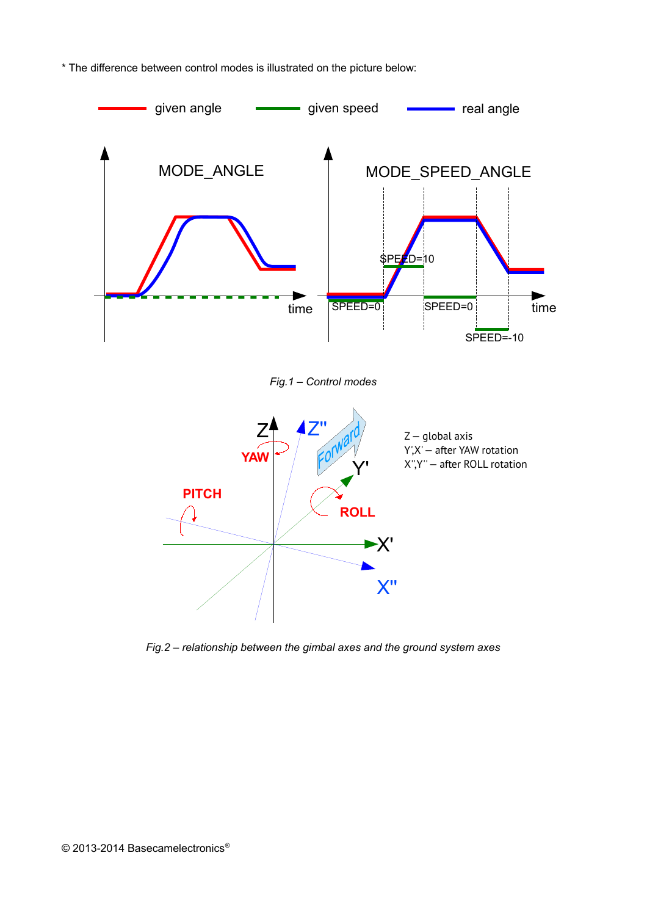* The difference between control modes is illustrated on the picture below:

*Fig.1 – Control modes*

*Fig.2 – relationship between the gimbal axes and the ground system axes*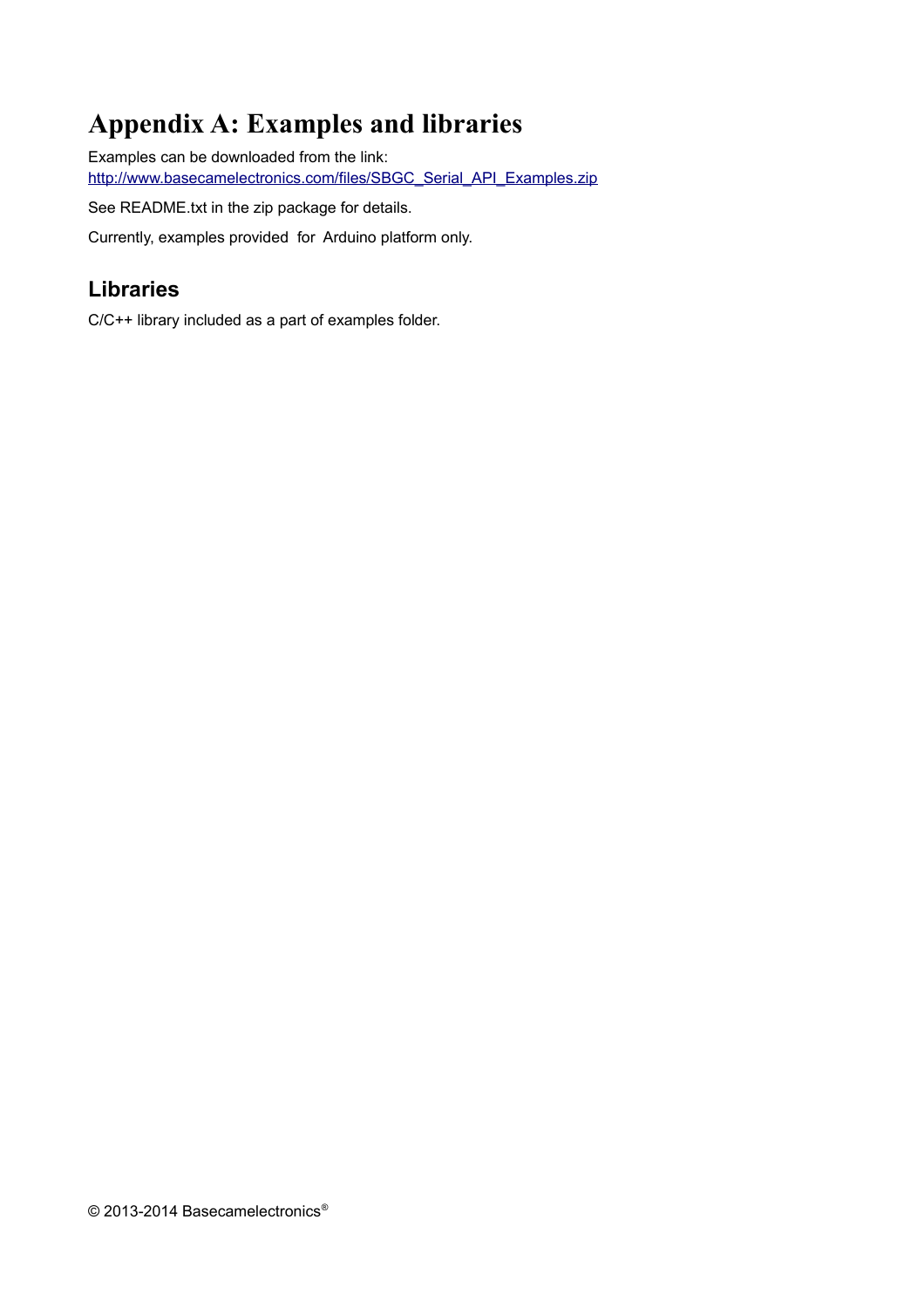# Appendix A: Examples and libraries

Examples can be downloaded from the link:
[http://www.basecamelectronics.com/files/SBGC_Serial_API_Examples.zip](http://www.basecamelectronics.com/files/SBGC_Serial_API_Examples.zip)

See README.txt in the zip package for details.

Currently, examples provided for Arduino platform only.

## Libraries

C/C++ library included as a part of examples folder.

© 2013-2014 Basecamelectronics®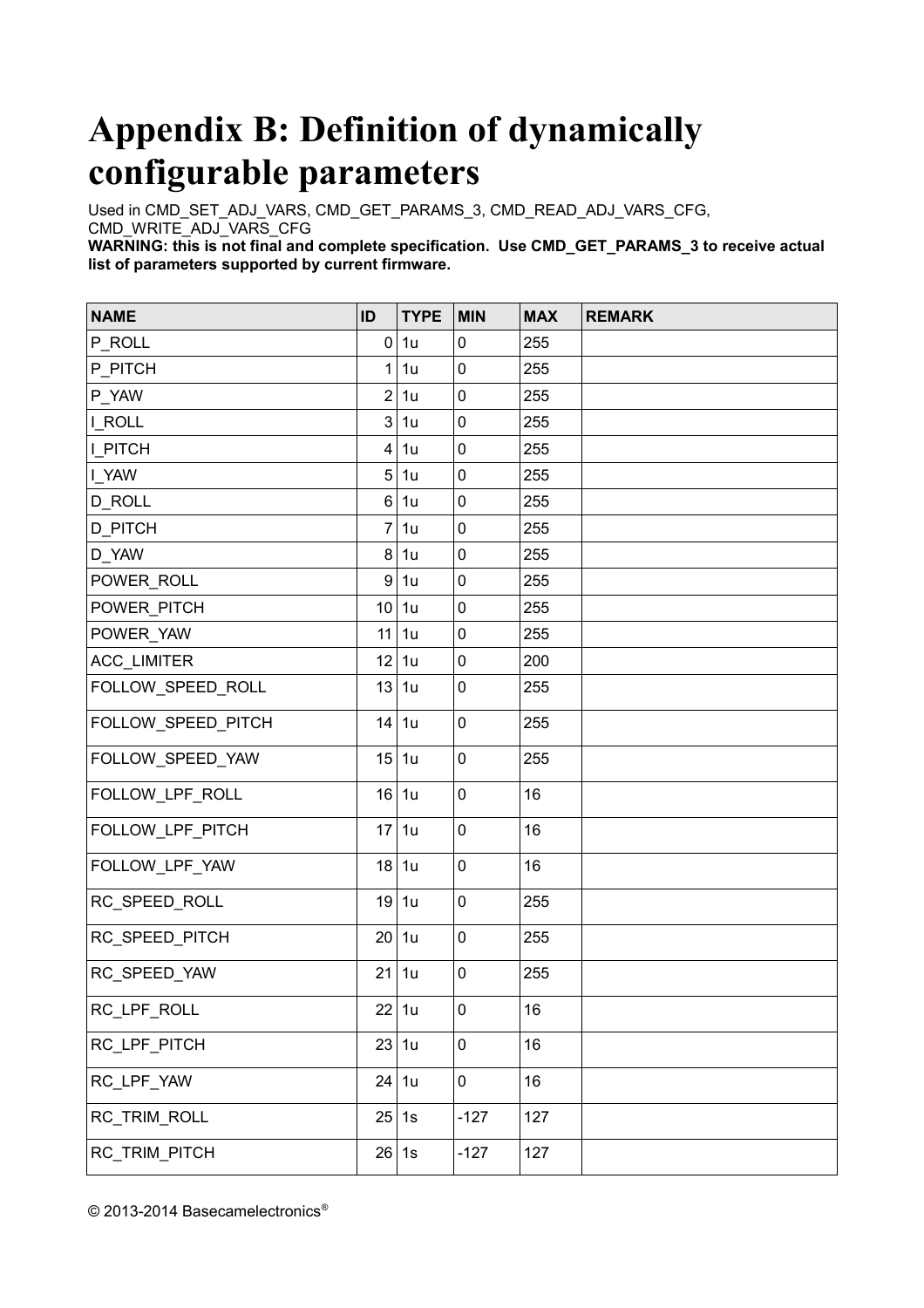# Appendix B: Definition of dynamically configurable parameters

Used in CMD_SET_ADJ_VARS, CMD_GET_PARAMS_3, CMD_READ_ADJ_VARS_CFG, CMD_WRITE_ADJ_VARS_CFG

**WARNING: this is not final and complete specification. Use CMD_GET_PARAMS_3 to receive actual list of parameters supported by current firmware.**

| NAME | ID | TYPE | MIN | MAX | REMARK |
|---|---|---|---|---|---|
| P_ROLL | 0 | 1u | 0 | 255 | |
| P_PITCH | 1 | 1u | 0 | 255 | |
| P_YAW | 2 | 1u | 0 | 255 | |
| I_ROLL | 3 | 1u | 0 | 255 | |
| I_PITCH | 4 | 1u | 0 | 255 | |
| I_YAW | 5 | 1u | 0 | 255 | |
| D_ROLL | 6 | 1u | 0 | 255 | |
| D_PITCH | 7 | 1u | 0 | 255 | |
| D_YAW | 8 | 1u | 0 | 255 | |
| POWER_ROLL | 9 | 1u | 0 | 255 | |
| POWER_PITCH | 10 | 1u | 0 | 255 | |
| POWER_YAW | 11 | 1u | 0 | 255 | |
| ACC_LIMITER | 12 | 1u | 0 | 200 | |
| FOLLOW_SPEED_ROLL | 13 | 1u | 0 | 255 | |
| FOLLOW_SPEED_PITCH | 14 | 1u | 0 | 255 | |
| FOLLOW_SPEED_YAW | 15 | 1u | 0 | 255 | |
| FOLLOW_LPF_ROLL | 16 | 1u | 0 | 16 | |
| FOLLOW_LPF_PITCH | 17 | 1u | 0 | 16 | |
| FOLLOW_LPF_YAW | 18 | 1u | 0 | 16 | |
| RC_SPEED_ROLL | 19 | 1u | 0 | 255 | |
| RC_SPEED_PITCH | 20 | 1u | 0 | 255 | |
| RC_SPEED_YAW | 21 | 1u | 0 | 255 | |
| RC_LPF_ROLL | 22 | 1u | 0 | 16 | |
| RC_LPF_PITCH | 23 | 1u | 0 | 16 | |
| RC_LPF_YAW | 24 | 1u | 0 | 16 | |
| RC_TRIM_ROLL | 25 | 1s | -127 | 127 | |
| RC_TRIM_PITCH | 26 | 1s | -127 | 127 | |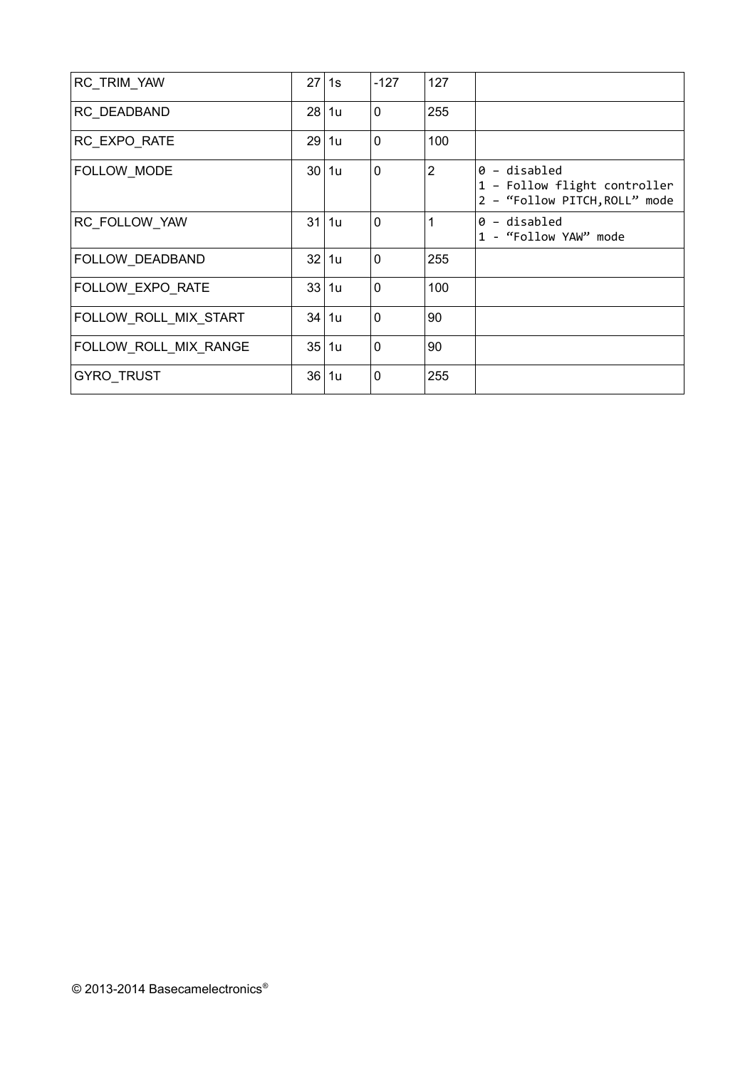| | | | | | |
|---|---|---|---|---|---|
| RC_TRIM_YAW | 27 | 1s | -127 | 127 | |
| RC_DEADBAND | 28 | 1u | 0 | 255 | |
| RC_EXPO_RATE | 29 | 1u | 0 | 100 | |
| FOLLOW_MODE | 30 | 1u | 0 | 2 | 0 – disabled<br>1 – Follow flight controller<br>2 – “Follow PITCH,ROLL” mode |
| RC_FOLLOW_YAW | 31 | 1u | 0 | 1 | 0 – disabled<br>1 - “Follow YAW” mode |
| FOLLOW_DEADBAND | 32 | 1u | 0 | 255 | |
| FOLLOW_EXPO_RATE | 33 | 1u | 0 | 100 | |
| FOLLOW_ROLL_MIX_START | 34 | 1u | 0 | 90 | |
| FOLLOW_ROLL_MIX_RANGE | 35 | 1u | 0 | 90 | |
| GYRO_TRUST | 36 | 1u | 0 | 255 | |

© 2013-2014 Basecamelectronics®